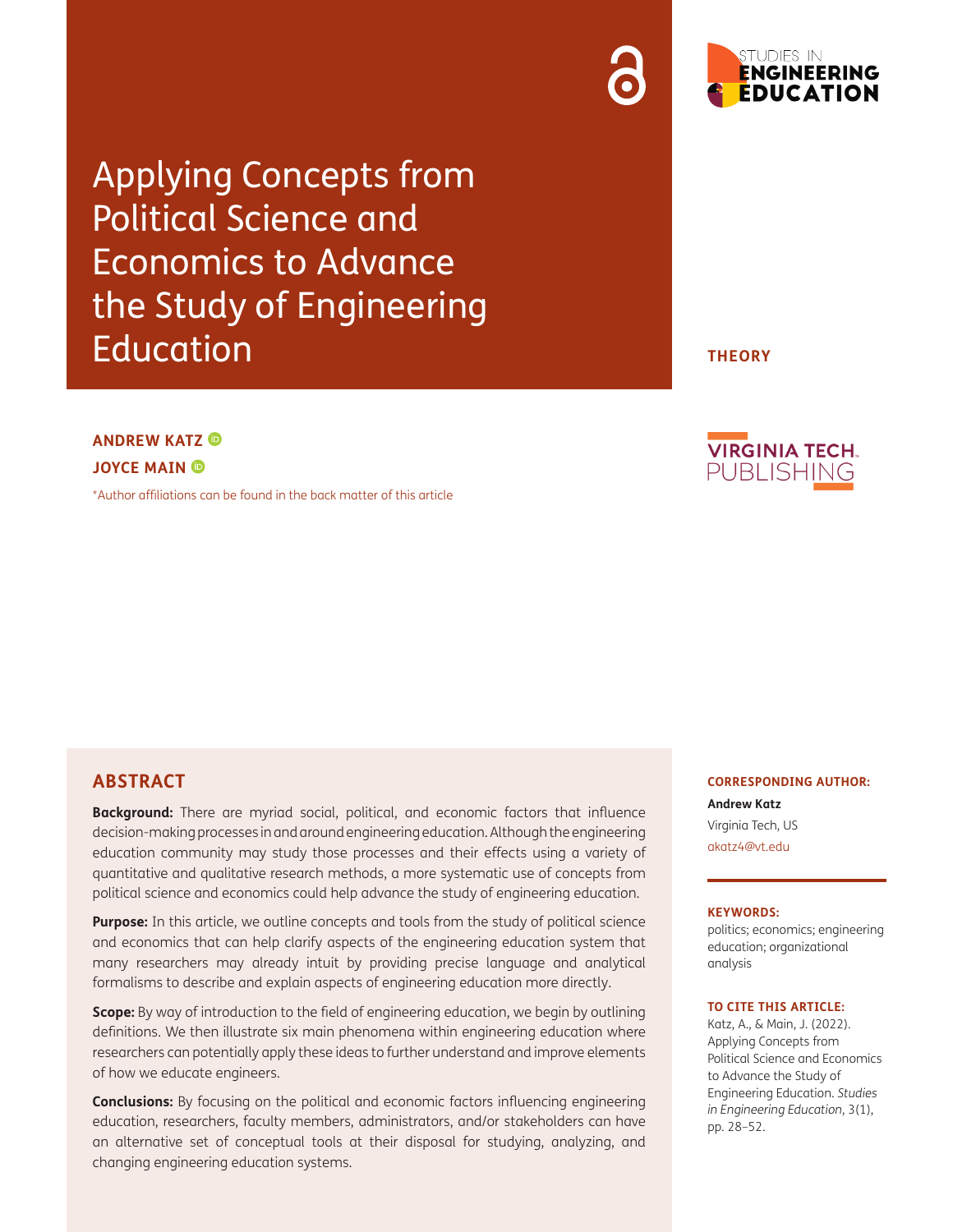# Applying Concepts from Political Science and Economics to Advance the Study of Engineering Education

THEORY

**ANDREW KATZ**

**JOYCE MAIN**

*Author affiliations can be found in the back matter of this article

## ABSTRACT

**Background:** There are myriad social, political, and economic factors that influence decision-making processes in and around engineering education. Although the engineering education community may study those processes and their effects using a variety of quantitative and qualitative research methods, a more systematic use of concepts from political science and economics could help advance the study of engineering education.

**Purpose:** In this article, we outline concepts and tools from the study of political science and economics that can help clarify aspects of the engineering education system that many researchers may already intuit by providing precise language and analytical formalisms to describe and explain aspects of engineering education more directly.

**Scope:** By way of introduction to the field of engineering education, we begin by outlining definitions. We then illustrate six main phenomena within engineering education where researchers can potentially apply these ideas to further understand and improve elements of how we educate engineers.

**Conclusions:** By focusing on the political and economic factors influencing engineering education, researchers, faculty members, administrators, and/or stakeholders can have an alternative set of conceptual tools at their disposal for studying, analyzing, and changing engineering education systems.

**CORRESPONDING AUTHOR:**

**Andrew Katz**

Virginia Tech, US

akatz4@vt.edu

**KEYWORDS:**

politics; economics; engineering education; organizational analysis

**TO CITE THIS ARTICLE:**

Katz, A., & Main, J. (2022). Applying Concepts from Political Science and Economics to Advance the Study of Engineering Education. *Studies in Engineering Education*, 3(1), pp. 28–52.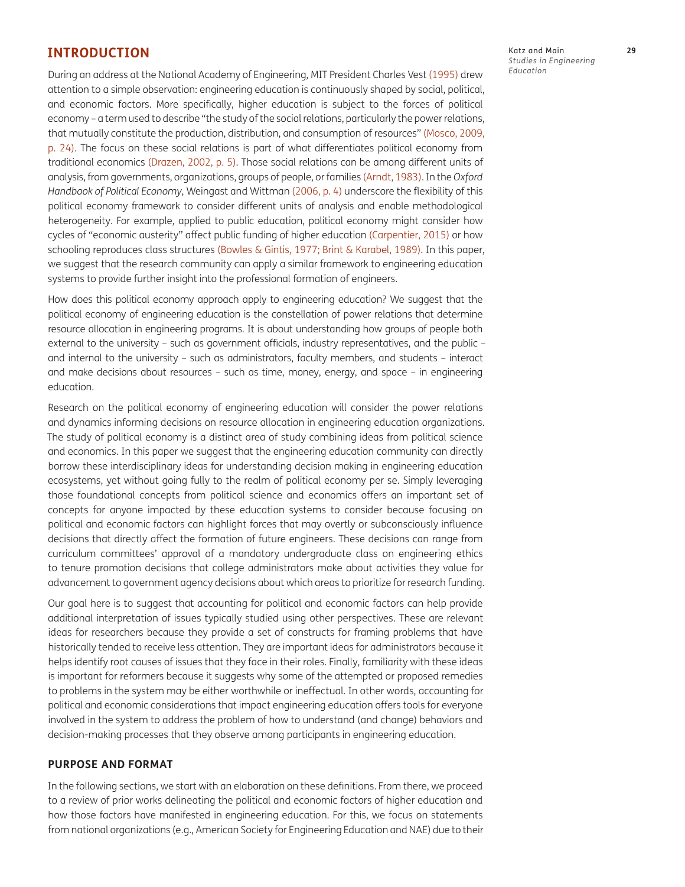## INTRODUCTION

During an address at the National Academy of Engineering, MIT President Charles Vest (1995) drew attention to a simple observation: engineering education is continuously shaped by social, political, and economic factors. More specifically, higher education is subject to the forces of political economy – a term used to describe "the study of the social relations, particularly the power relations, that mutually constitute the production, distribution, and consumption of resources" (Mosco, 2009, p. 24). The focus on these social relations is part of what differentiates political economy from traditional economics (Drazen, 2002, p. 5). Those social relations can be among different units of analysis, from governments, organizations, groups of people, or families (Arndt, 1983). In the *Oxford Handbook of Political Economy*, Weingast and Wittman (2006, p. 4) underscore the flexibility of this political economy framework to consider different units of analysis and enable methodological heterogeneity. For example, applied to public education, political economy might consider how cycles of "economic austerity" affect public funding of higher education (Carpentier, 2015) or how schooling reproduces class structures (Bowles & Gintis, 1977; Brint & Karabel, 1989). In this paper, we suggest that the research community can apply a similar framework to engineering education systems to provide further insight into the professional formation of engineers.

How does this political economy approach apply to engineering education? We suggest that the political economy of engineering education is the constellation of power relations that determine resource allocation in engineering programs. It is about understanding how groups of people both external to the university – such as government officials, industry representatives, and the public – and internal to the university – such as administrators, faculty members, and students – interact and make decisions about resources – such as time, money, energy, and space – in engineering education.

Research on the political economy of engineering education will consider the power relations and dynamics informing decisions on resource allocation in engineering education organizations. The study of political economy is a distinct area of study combining ideas from political science and economics. In this paper we suggest that the engineering education community can directly borrow these interdisciplinary ideas for understanding decision making in engineering education ecosystems, yet without going fully to the realm of political economy per se. Simply leveraging those foundational concepts from political science and economics offers an important set of concepts for anyone impacted by these education systems to consider because focusing on political and economic factors can highlight forces that may overtly or subconsciously influence decisions that directly affect the formation of future engineers. These decisions can range from curriculum committees' approval of a mandatory undergraduate class on engineering ethics to tenure promotion decisions that college administrators make about activities they value for advancement to government agency decisions about which areas to prioritize for research funding.

Our goal here is to suggest that accounting for political and economic factors can help provide additional interpretation of issues typically studied using other perspectives. These are relevant ideas for researchers because they provide a set of constructs for framing problems that have historically tended to receive less attention. They are important ideas for administrators because it helps identify root causes of issues that they face in their roles. Finally, familiarity with these ideas is important for reformers because it suggests why some of the attempted or proposed remedies to problems in the system may be either worthwhile or ineffectual. In other words, accounting for political and economic considerations that impact engineering education offers tools for everyone involved in the system to address the problem of how to understand (and change) behaviors and decision-making processes that they observe among participants in engineering education.

### PURPOSE AND FORMAT

In the following sections, we start with an elaboration on these definitions. From there, we proceed to a review of prior works delineating the political and economic factors of higher education and how those factors have manifested in engineering education. For this, we focus on statements from national organizations (e.g., American Society for Engineering Education and NAE) due to their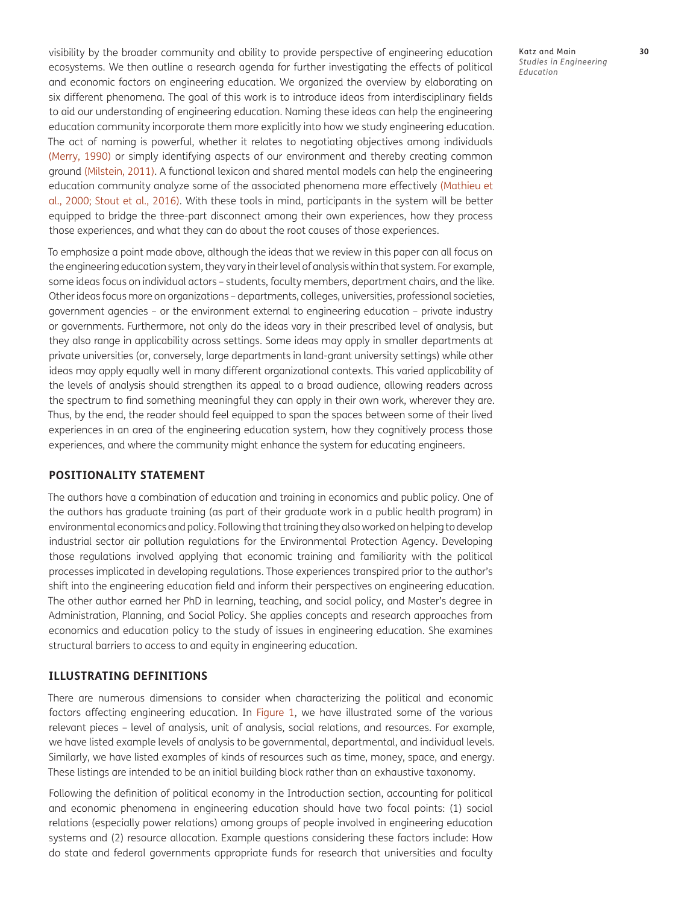visibility by the broader community and ability to provide perspective of engineering education ecosystems. We then outline a research agenda for further investigating the effects of political and economic factors on engineering education. We organized the overview by elaborating on six different phenomena. The goal of this work is to introduce ideas from interdisciplinary fields to aid our understanding of engineering education. Naming these ideas can help the engineering education community incorporate them more explicitly into how we study engineering education. The act of naming is powerful, whether it relates to negotiating objectives among individuals (Merry, 1990) or simply identifying aspects of our environment and thereby creating common ground (Milstein, 2011). A functional lexicon and shared mental models can help the engineering education community analyze some of the associated phenomena more effectively (Mathieu et al., 2000; Stout et al., 2016). With these tools in mind, participants in the system will be better equipped to bridge the three-part disconnect among their own experiences, how they process those experiences, and what they can do about the root causes of those experiences.

To emphasize a point made above, although the ideas that we review in this paper can all focus on the engineering education system, they vary in their level of analysis within that system. For example, some ideas focus on individual actors – students, faculty members, department chairs, and the like. Other ideas focus more on organizations – departments, colleges, universities, professional societies, government agencies – or the environment external to engineering education – private industry or governments. Furthermore, not only do the ideas vary in their prescribed level of analysis, but they also range in applicability across settings. Some ideas may apply in smaller departments at private universities (or, conversely, large departments in land-grant university settings) while other ideas may apply equally well in many different organizational contexts. This varied applicability of the levels of analysis should strengthen its appeal to a broad audience, allowing readers across the spectrum to find something meaningful they can apply in their own work, wherever they are. Thus, by the end, the reader should feel equipped to span the spaces between some of their lived experiences in an area of the engineering education system, how they cognitively process those experiences, and where the community might enhance the system for educating engineers.

## POSITIONALITY STATEMENT

The authors have a combination of education and training in economics and public policy. One of the authors has graduate training (as part of their graduate work in a public health program) in environmental economics and policy. Following that training they also worked on helping to develop industrial sector air pollution regulations for the Environmental Protection Agency. Developing those regulations involved applying that economic training and familiarity with the political processes implicated in developing regulations. Those experiences transpired prior to the author's shift into the engineering education field and inform their perspectives on engineering education. The other author earned her PhD in learning, teaching, and social policy, and Master's degree in Administration, Planning, and Social Policy. She applies concepts and research approaches from economics and education policy to the study of issues in engineering education. She examines structural barriers to access to and equity in engineering education.

## ILLUSTRATING DEFINITIONS

There are numerous dimensions to consider when characterizing the political and economic factors affecting engineering education. In Figure 1, we have illustrated some of the various relevant pieces – level of analysis, unit of analysis, social relations, and resources. For example, we have listed example levels of analysis to be governmental, departmental, and individual levels. Similarly, we have listed examples of kinds of resources such as time, money, space, and energy. These listings are intended to be an initial building block rather than an exhaustive taxonomy.

Following the definition of political economy in the Introduction section, accounting for political and economic phenomena in engineering education should have two focal points: (1) social relations (especially power relations) among groups of people involved in engineering education systems and (2) resource allocation. Example questions considering these factors include: How do state and federal governments appropriate funds for research that universities and faculty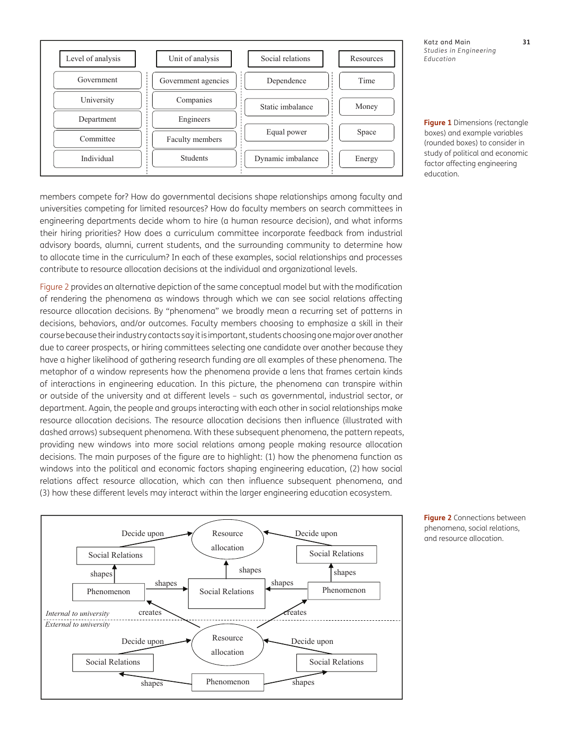| Level of analysis | Unit of analysis | Social relations | Resources |
|---|---|---|---|
| Government | Government agencies | Dependence | Time |
| University | Companies | Static imbalance | Money |
| Department | Engineers | Equal power | Space |
| Committee | Faculty members | Dynamic imbalance | Energy |
| Individual | Students | | |

**Figure 1** Dimensions (rectangle boxes) and example variables (rounded boxes) to consider in study of political and economic factor affecting engineering education.

members compete for? How do governmental decisions shape relationships among faculty and universities competing for limited resources? How do faculty members on search committees in engineering departments decide whom to hire (a human resource decision), and what informs their hiring priorities? How does a curriculum committee incorporate feedback from industrial advisory boards, alumni, current students, and the surrounding community to determine how to allocate time in the curriculum? In each of these examples, social relationships and processes contribute to resource allocation decisions at the individual and organizational levels.

Figure 2 provides an alternative depiction of the same conceptual model but with the modification of rendering the phenomena as windows through which we can see social relations affecting resource allocation decisions. By "phenomena" we broadly mean a recurring set of patterns in decisions, behaviors, and/or outcomes. Faculty members choosing to emphasize a skill in their course because their industry contacts say it is important, students choosing one major over another due to career prospects, or hiring committees selecting one candidate over another because they have a higher likelihood of gathering research funding are all examples of these phenomena. The metaphor of a window represents how the phenomena provide a lens that frames certain kinds of interactions in engineering education. In this picture, the phenomena can transpire within or outside of the university and at different levels – such as governmental, industrial sector, or department. Again, the people and groups interacting with each other in social relationships make resource allocation decisions. The resource allocation decisions then influence (illustrated with dashed arrows) subsequent phenomena. With these subsequent phenomena, the pattern repeats, providing new windows into more social relations among people making resource allocation decisions. The main purposes of the figure are to highlight: (1) how the phenomena function as windows into the political and economic factors shaping engineering education, (2) how social relations affect resource allocation, which can then influence subsequent phenomena, and (3) how these different levels may interact within the larger engineering education ecosystem.

**Figure 2** Connections between phenomena, social relations, and resource allocation.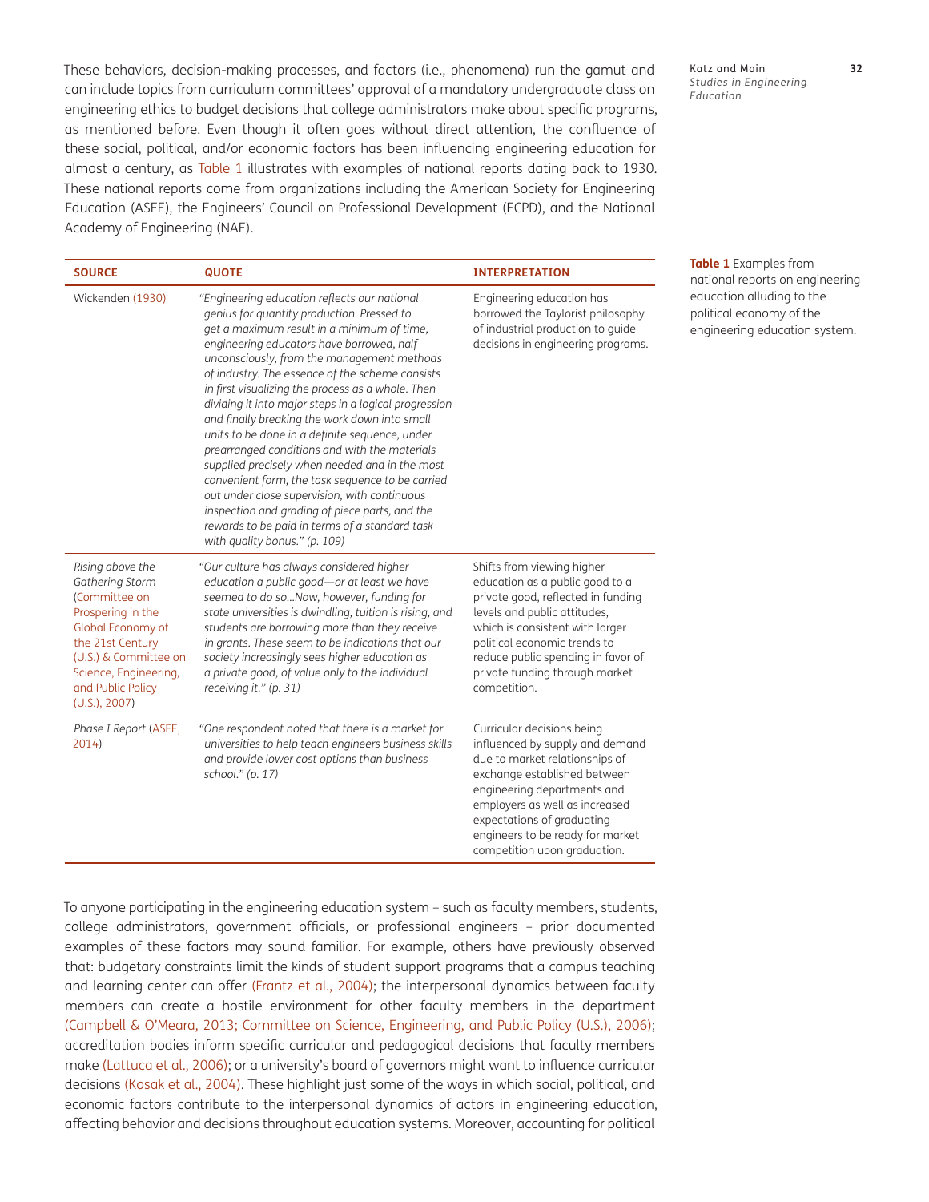These behaviors, decision-making processes, and factors (i.e., phenomena) run the gamut and can include topics from curriculum committees' approval of a mandatory undergraduate class on engineering ethics to budget decisions that college administrators make about specific programs, as mentioned before. Even though it often goes without direct attention, the confluence of these social, political, and/or economic factors has been influencing engineering education for almost a century, as Table 1 illustrates with examples of national reports dating back to 1930. These national reports come from organizations including the American Society for Engineering Education (ASEE), the Engineers' Council on Professional Development (ECPD), and the National Academy of Engineering (NAE).

**Table 1** Examples from national reports on engineering education alluding to the political economy of the engineering education system.

| SOURCE | QUOTE | INTERPRETATION |
|---|---|---|
| Wickenden (1930) | *"Engineering education reflects our national genius for quantity production. Pressed to get a maximum result in a minimum of time, engineering educators have borrowed, half unconsciously, from the management methods of industry. The essence of the scheme consists in first visualizing the process as a whole. Then dividing it into major steps in a logical progression and finally breaking the work down into small units to be done in a definite sequence, under prearranged conditions and with the materials supplied precisely when needed and in the most convenient form, the task sequence to be carried out under close supervision, with continuous inspection and grading of piece parts, and the rewards to be paid in terms of a standard task with quality bonus." (p. 109)* | Engineering education has borrowed the Taylorist philosophy of industrial production to guide decisions in engineering programs. |
| *Rising above the Gathering Storm* (Committee on Prospering in the Global Economy of the 21st Century (U.S.) & Committee on Science, Engineering, and Public Policy (U.S.), 2007) | *"Our culture has always considered higher education a public good—or at least we have seemed to do so…Now, however, funding for state universities is dwindling, tuition is rising, and students are borrowing more than they receive in grants. These seem to be indications that our society increasingly sees higher education as a private good, of value only to the individual receiving it." (p. 31)* | Shifts from viewing higher education as a public good to a private good, reflected in funding levels and public attitudes, which is consistent with larger political economic trends to reduce public spending in favor of private funding through market competition. |
| *Phase I Report* (ASEE, 2014) | *"One respondent noted that there is a market for universities to help teach engineers business skills and provide lower cost options than business school." (p. 17)* | Curricular decisions being influenced by supply and demand due to market relationships of exchange established between engineering departments and employers as well as increased expectations of graduating engineers to be ready for market competition upon graduation. |

To anyone participating in the engineering education system – such as faculty members, students, college administrators, government officials, or professional engineers – prior documented examples of these factors may sound familiar. For example, others have previously observed that: budgetary constraints limit the kinds of student support programs that a campus teaching and learning center can offer (Frantz et al., 2004); the interpersonal dynamics between faculty members can create a hostile environment for other faculty members in the department (Campbell & O'Meara, 2013; Committee on Science, Engineering, and Public Policy (U.S.), 2006); accreditation bodies inform specific curricular and pedagogical decisions that faculty members make (Lattuca et al., 2006); or a university's board of governors might want to influence curricular decisions (Kosak et al., 2004). These highlight just some of the ways in which social, political, and economic factors contribute to the interpersonal dynamics of actors in engineering education, affecting behavior and decisions throughout education systems. Moreover, accounting for political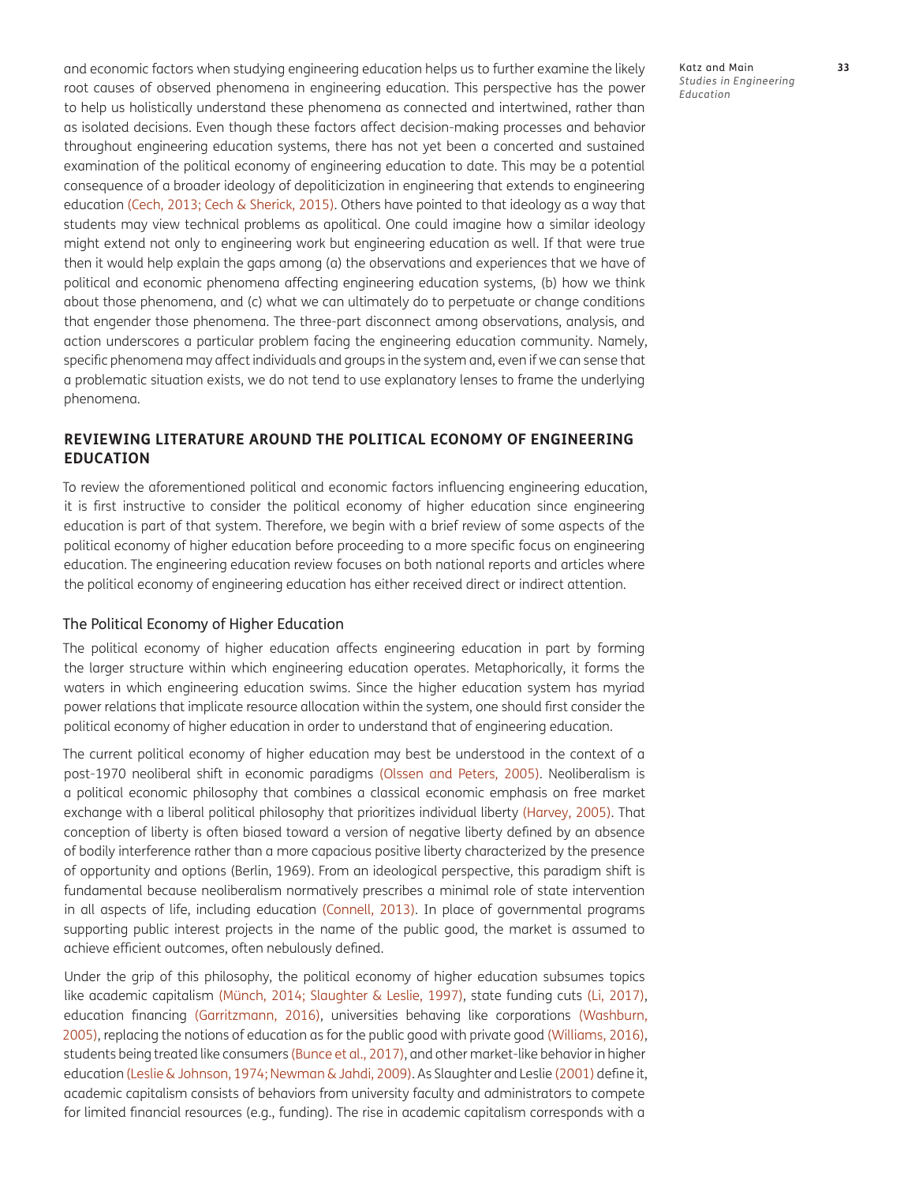and economic factors when studying engineering education helps us to further examine the likely root causes of observed phenomena in engineering education. This perspective has the power to help us holistically understand these phenomena as connected and intertwined, rather than as isolated decisions. Even though these factors affect decision-making processes and behavior throughout engineering education systems, there has not yet been a concerted and sustained examination of the political economy of engineering education to date. This may be a potential consequence of a broader ideology of depoliticization in engineering that extends to engineering education (Cech, 2013; Cech & Sherick, 2015). Others have pointed to that ideology as a way that students may view technical problems as apolitical. One could imagine how a similar ideology might extend not only to engineering work but engineering education as well. If that were true then it would help explain the gaps among (a) the observations and experiences that we have of political and economic phenomena affecting engineering education systems, (b) how we think about those phenomena, and (c) what we can ultimately do to perpetuate or change conditions that engender those phenomena. The three-part disconnect among observations, analysis, and action underscores a particular problem facing the engineering education community. Namely, specific phenomena may affect individuals and groups in the system and, even if we can sense that a problematic situation exists, we do not tend to use explanatory lenses to frame the underlying phenomena.

## REVIEWING LITERATURE AROUND THE POLITICAL ECONOMY OF ENGINEERING EDUCATION

To review the aforementioned political and economic factors influencing engineering education, it is first instructive to consider the political economy of higher education since engineering education is part of that system. Therefore, we begin with a brief review of some aspects of the political economy of higher education before proceeding to a more specific focus on engineering education. The engineering education review focuses on both national reports and articles where the political economy of engineering education has either received direct or indirect attention.

### The Political Economy of Higher Education

The political economy of higher education affects engineering education in part by forming the larger structure within which engineering education operates. Metaphorically, it forms the waters in which engineering education swims. Since the higher education system has myriad power relations that implicate resource allocation within the system, one should first consider the political economy of higher education in order to understand that of engineering education.

The current political economy of higher education may best be understood in the context of a post-1970 neoliberal shift in economic paradigms (Olssen and Peters, 2005). Neoliberalism is a political economic philosophy that combines a classical economic emphasis on free market exchange with a liberal political philosophy that prioritizes individual liberty (Harvey, 2005). That conception of liberty is often biased toward a version of negative liberty defined by an absence of bodily interference rather than a more capacious positive liberty characterized by the presence of opportunity and options (Berlin, 1969). From an ideological perspective, this paradigm shift is fundamental because neoliberalism normatively prescribes a minimal role of state intervention in all aspects of life, including education (Connell, 2013). In place of governmental programs supporting public interest projects in the name of the public good, the market is assumed to achieve efficient outcomes, often nebulously defined.

Under the grip of this philosophy, the political economy of higher education subsumes topics like academic capitalism (Münch, 2014; Slaughter & Leslie, 1997), state funding cuts (Li, 2017), education financing (Garritzmann, 2016), universities behaving like corporations (Washburn, 2005), replacing the notions of education as for the public good with private good (Williams, 2016), students being treated like consumers (Bunce et al., 2017), and other market-like behavior in higher education (Leslie & Johnson, 1974; Newman & Jahdi, 2009). As Slaughter and Leslie (2001) define it, academic capitalism consists of behaviors from university faculty and administrators to compete for limited financial resources (e.g., funding). The rise in academic capitalism corresponds with a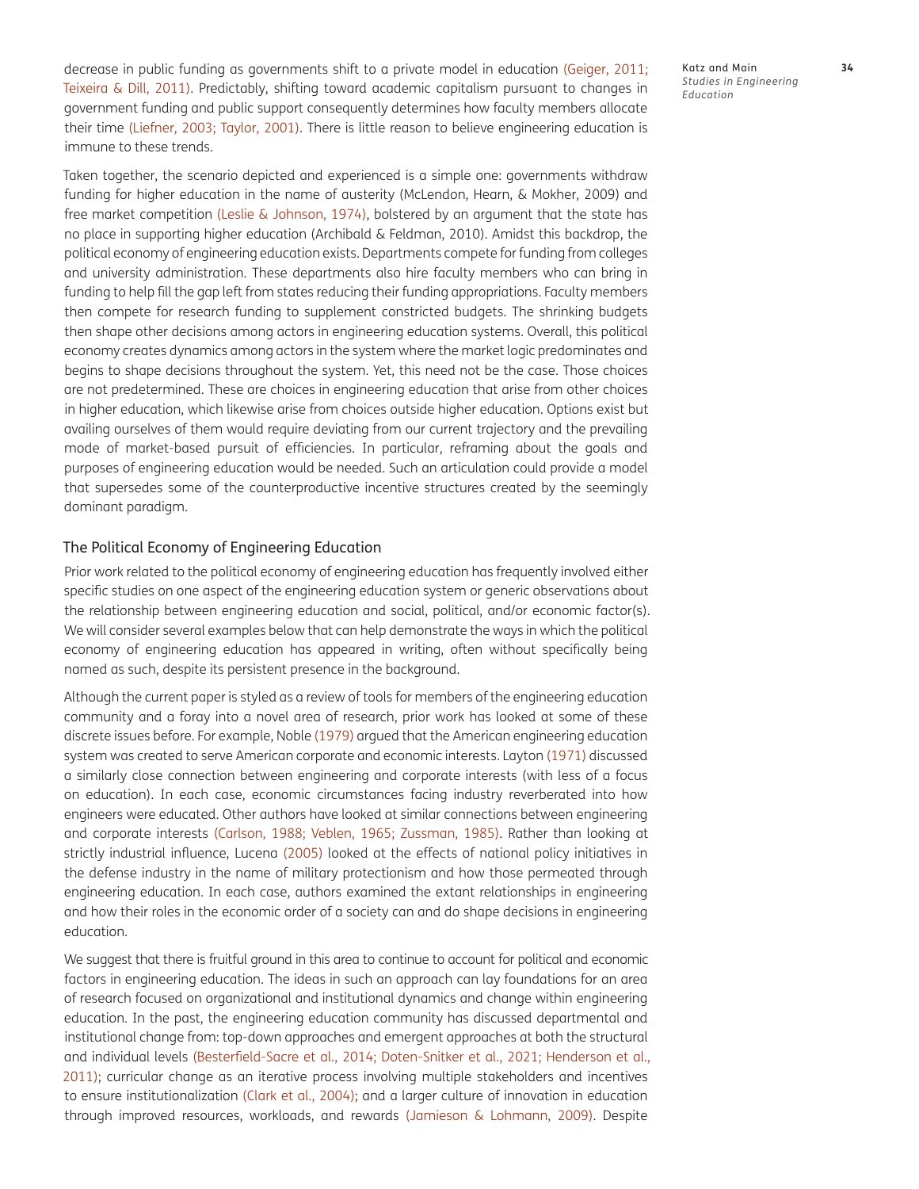decrease in public funding as governments shift to a private model in education (Geiger, 2011; Teixeira & Dill, 2011). Predictably, shifting toward academic capitalism pursuant to changes in government funding and public support consequently determines how faculty members allocate their time (Liefner, 2003; Taylor, 2001). There is little reason to believe engineering education is immune to these trends.

Taken together, the scenario depicted and experienced is a simple one: governments withdraw funding for higher education in the name of austerity (McLendon, Hearn, & Mokher, 2009) and free market competition (Leslie & Johnson, 1974), bolstered by an argument that the state has no place in supporting higher education (Archibald & Feldman, 2010). Amidst this backdrop, the political economy of engineering education exists. Departments compete for funding from colleges and university administration. These departments also hire faculty members who can bring in funding to help fill the gap left from states reducing their funding appropriations. Faculty members then compete for research funding to supplement constricted budgets. The shrinking budgets then shape other decisions among actors in engineering education systems. Overall, this political economy creates dynamics among actors in the system where the market logic predominates and begins to shape decisions throughout the system. Yet, this need not be the case. Those choices are not predetermined. These are choices in engineering education that arise from other choices in higher education, which likewise arise from choices outside higher education. Options exist but availing ourselves of them would require deviating from our current trajectory and the prevailing mode of market-based pursuit of efficiencies. In particular, reframing about the goals and purposes of engineering education would be needed. Such an articulation could provide a model that supersedes some of the counterproductive incentive structures created by the seemingly dominant paradigm.

## The Political Economy of Engineering Education

Prior work related to the political economy of engineering education has frequently involved either specific studies on one aspect of the engineering education system or generic observations about the relationship between engineering education and social, political, and/or economic factor(s). We will consider several examples below that can help demonstrate the ways in which the political economy of engineering education has appeared in writing, often without specifically being named as such, despite its persistent presence in the background.

Although the current paper is styled as a review of tools for members of the engineering education community and a foray into a novel area of research, prior work has looked at some of these discrete issues before. For example, Noble (1979) argued that the American engineering education system was created to serve American corporate and economic interests. Layton (1971) discussed a similarly close connection between engineering and corporate interests (with less of a focus on education). In each case, economic circumstances facing industry reverberated into how engineers were educated. Other authors have looked at similar connections between engineering and corporate interests (Carlson, 1988; Veblen, 1965; Zussman, 1985). Rather than looking at strictly industrial influence, Lucena (2005) looked at the effects of national policy initiatives in the defense industry in the name of military protectionism and how those permeated through engineering education. In each case, authors examined the extant relationships in engineering and how their roles in the economic order of a society can and do shape decisions in engineering education.

We suggest that there is fruitful ground in this area to continue to account for political and economic factors in engineering education. The ideas in such an approach can lay foundations for an area of research focused on organizational and institutional dynamics and change within engineering education. In the past, the engineering education community has discussed departmental and institutional change from: top-down approaches and emergent approaches at both the structural and individual levels (Besterfield-Sacre et al., 2014; Doten-Snitker et al., 2021; Henderson et al., 2011); curricular change as an iterative process involving multiple stakeholders and incentives to ensure institutionalization (Clark et al., 2004); and a larger culture of innovation in education through improved resources, workloads, and rewards (Jamieson & Lohmann, 2009). Despite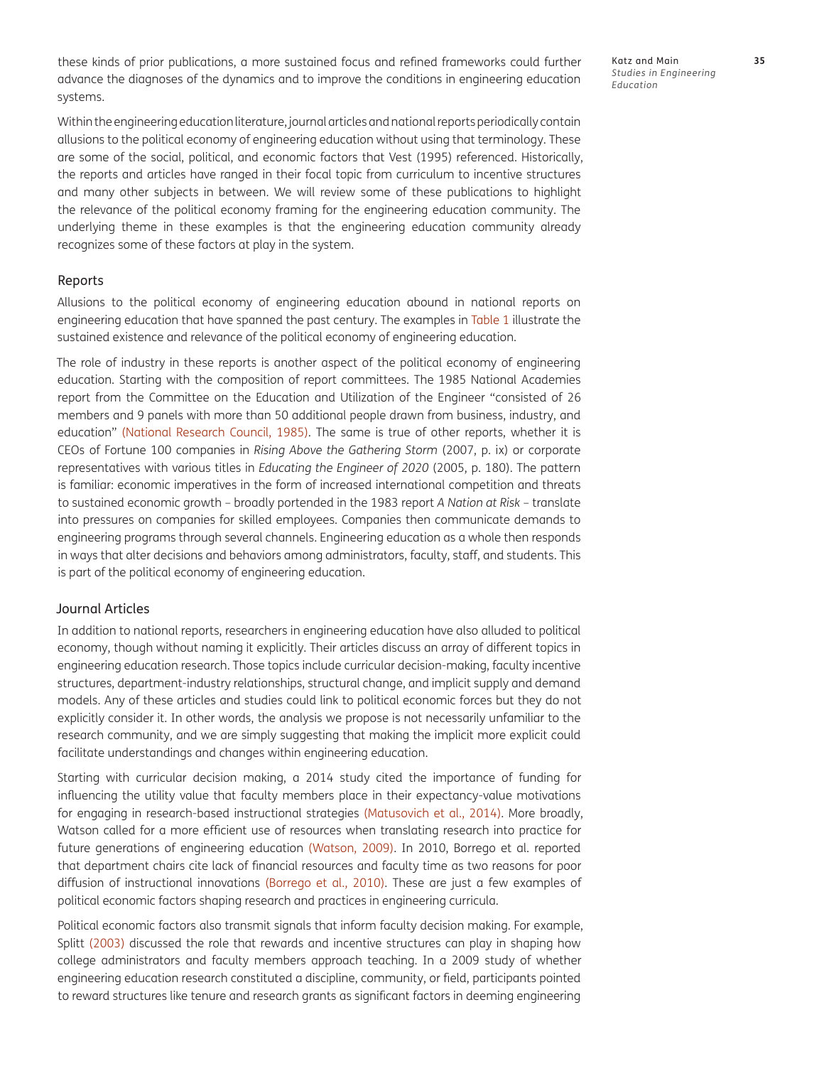these kinds of prior publications, a more sustained focus and refined frameworks could further advance the diagnoses of the dynamics and to improve the conditions in engineering education systems.

Within the engineering education literature, journal articles and national reports periodically contain allusions to the political economy of engineering education without using that terminology. These are some of the social, political, and economic factors that Vest (1995) referenced. Historically, the reports and articles have ranged in their focal topic from curriculum to incentive structures and many other subjects in between. We will review some of these publications to highlight the relevance of the political economy framing for the engineering education community. The underlying theme in these examples is that the engineering education community already recognizes some of these factors at play in the system.

### Reports

Allusions to the political economy of engineering education abound in national reports on engineering education that have spanned the past century. The examples in Table 1 illustrate the sustained existence and relevance of the political economy of engineering education.

The role of industry in these reports is another aspect of the political economy of engineering education. Starting with the composition of report committees. The 1985 National Academies report from the Committee on the Education and Utilization of the Engineer "consisted of 26 members and 9 panels with more than 50 additional people drawn from business, industry, and education" (National Research Council, 1985). The same is true of other reports, whether it is CEOs of Fortune 100 companies in *Rising Above the Gathering Storm* (2007, p. ix) or corporate representatives with various titles in *Educating the Engineer of 2020* (2005, p. 180). The pattern is familiar: economic imperatives in the form of increased international competition and threats to sustained economic growth – broadly portended in the 1983 report *A Nation at Risk* – translate into pressures on companies for skilled employees. Companies then communicate demands to engineering programs through several channels. Engineering education as a whole then responds in ways that alter decisions and behaviors among administrators, faculty, staff, and students. This is part of the political economy of engineering education.

### Journal Articles

In addition to national reports, researchers in engineering education have also alluded to political economy, though without naming it explicitly. Their articles discuss an array of different topics in engineering education research. Those topics include curricular decision-making, faculty incentive structures, department-industry relationships, structural change, and implicit supply and demand models. Any of these articles and studies could link to political economic forces but they do not explicitly consider it. In other words, the analysis we propose is not necessarily unfamiliar to the research community, and we are simply suggesting that making the implicit more explicit could facilitate understandings and changes within engineering education.

Starting with curricular decision making, a 2014 study cited the importance of funding for influencing the utility value that faculty members place in their expectancy-value motivations for engaging in research-based instructional strategies (Matusovich et al., 2014). More broadly, Watson called for a more efficient use of resources when translating research into practice for future generations of engineering education (Watson, 2009). In 2010, Borrego et al. reported that department chairs cite lack of financial resources and faculty time as two reasons for poor diffusion of instructional innovations (Borrego et al., 2010). These are just a few examples of political economic factors shaping research and practices in engineering curricula.

Political economic factors also transmit signals that inform faculty decision making. For example, Splitt (2003) discussed the role that rewards and incentive structures can play in shaping how college administrators and faculty members approach teaching. In a 2009 study of whether engineering education research constituted a discipline, community, or field, participants pointed to reward structures like tenure and research grants as significant factors in deeming engineering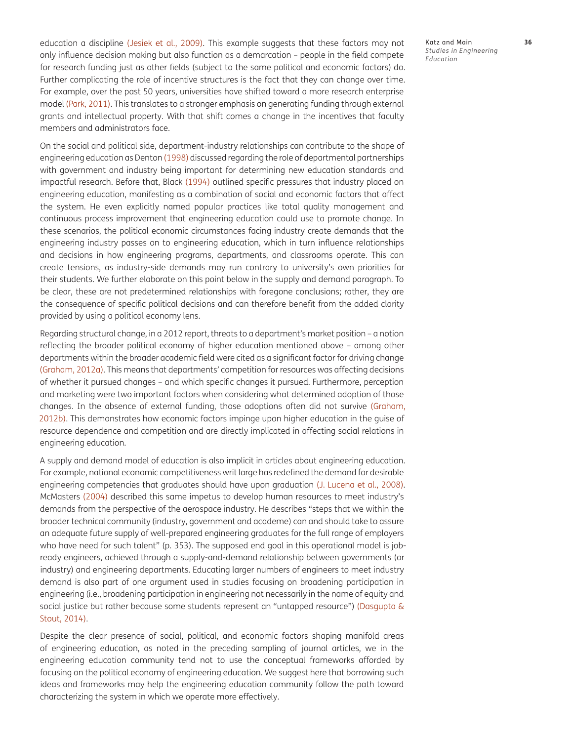education a discipline (Jesiek et al., 2009). This example suggests that these factors may not only influence decision making but also function as a demarcation – people in the field compete for research funding just as other fields (subject to the same political and economic factors) do. Further complicating the role of incentive structures is the fact that they can change over time. For example, over the past 50 years, universities have shifted toward a more research enterprise model (Park, 2011). This translates to a stronger emphasis on generating funding through external grants and intellectual property. With that shift comes a change in the incentives that faculty members and administrators face.

On the social and political side, department-industry relationships can contribute to the shape of engineering education as Denton (1998) discussed regarding the role of departmental partnerships with government and industry being important for determining new education standards and impactful research. Before that, Black (1994) outlined specific pressures that industry placed on engineering education, manifesting as a combination of social and economic factors that affect the system. He even explicitly named popular practices like total quality management and continuous process improvement that engineering education could use to promote change. In these scenarios, the political economic circumstances facing industry create demands that the engineering industry passes on to engineering education, which in turn influence relationships and decisions in how engineering programs, departments, and classrooms operate. This can create tensions, as industry-side demands may run contrary to university's own priorities for their students. We further elaborate on this point below in the supply and demand paragraph. To be clear, these are not predetermined relationships with foregone conclusions; rather, they are the consequence of specific political decisions and can therefore benefit from the added clarity provided by using a political economy lens.

Regarding structural change, in a 2012 report, threats to a department's market position – a notion reflecting the broader political economy of higher education mentioned above – among other departments within the broader academic field were cited as a significant factor for driving change (Graham, 2012a). This means that departments' competition for resources was affecting decisions of whether it pursued changes – and which specific changes it pursued. Furthermore, perception and marketing were two important factors when considering what determined adoption of those changes. In the absence of external funding, those adoptions often did not survive (Graham, 2012b). This demonstrates how economic factors impinge upon higher education in the guise of resource dependence and competition and are directly implicated in affecting social relations in engineering education.

A supply and demand model of education is also implicit in articles about engineering education. For example, national economic competitiveness writ large has redefined the demand for desirable engineering competencies that graduates should have upon graduation (J. Lucena et al., 2008). McMasters (2004) described this same impetus to develop human resources to meet industry's demands from the perspective of the aerospace industry. He describes "steps that we within the broader technical community (industry, government and academe) can and should take to assure an adequate future supply of well-prepared engineering graduates for the full range of employers who have need for such talent" (p. 353). The supposed end goal in this operational model is job-ready engineers, achieved through a supply-and-demand relationship between governments (or industry) and engineering departments. Educating larger numbers of engineers to meet industry demand is also part of one argument used in studies focusing on broadening participation in engineering (i.e., broadening participation in engineering not necessarily in the name of equity and social justice but rather because some students represent an "untapped resource") (Dasgupta & Stout, 2014).

Despite the clear presence of social, political, and economic factors shaping manifold areas of engineering education, as noted in the preceding sampling of journal articles, we in the engineering education community tend not to use the conceptual frameworks afforded by focusing on the political economy of engineering education. We suggest here that borrowing such ideas and frameworks may help the engineering education community follow the path toward characterizing the system in which we operate more effectively.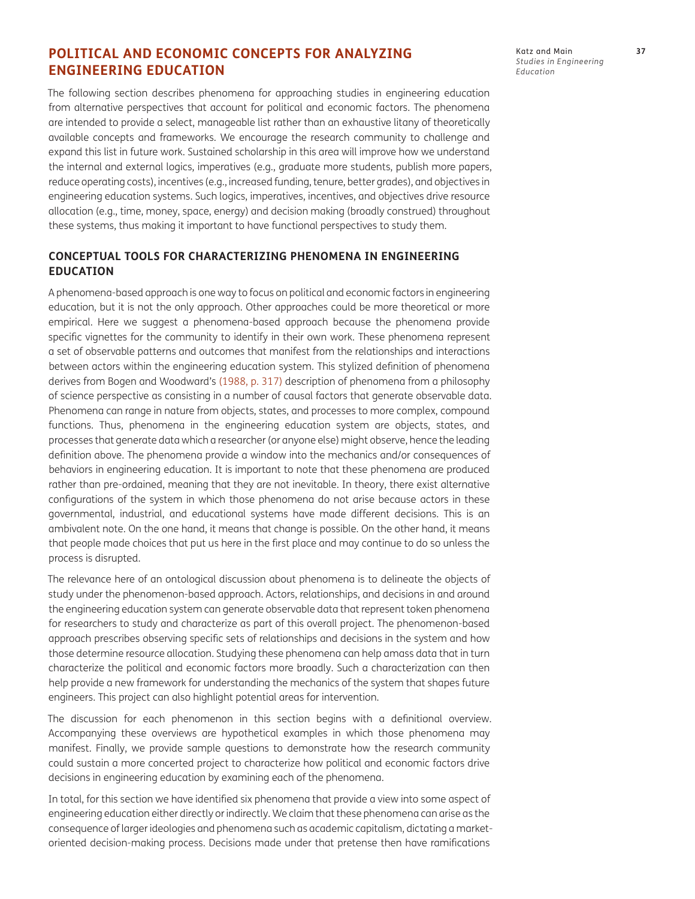## POLITICAL AND ECONOMIC CONCEPTS FOR ANALYZING ENGINEERING EDUCATION

The following section describes phenomena for approaching studies in engineering education from alternative perspectives that account for political and economic factors. The phenomena are intended to provide a select, manageable list rather than an exhaustive litany of theoretically available concepts and frameworks. We encourage the research community to challenge and expand this list in future work. Sustained scholarship in this area will improve how we understand the internal and external logics, imperatives (e.g., graduate more students, publish more papers, reduce operating costs), incentives (e.g., increased funding, tenure, better grades), and objectives in engineering education systems. Such logics, imperatives, incentives, and objectives drive resource allocation (e.g., time, money, space, energy) and decision making (broadly construed) throughout these systems, thus making it important to have functional perspectives to study them.

### CONCEPTUAL TOOLS FOR CHARACTERIZING PHENOMENA IN ENGINEERING EDUCATION

A phenomena-based approach is one way to focus on political and economic factors in engineering education, but it is not the only approach. Other approaches could be more theoretical or more empirical. Here we suggest a phenomena-based approach because the phenomena provide specific vignettes for the community to identify in their own work. These phenomena represent a set of observable patterns and outcomes that manifest from the relationships and interactions between actors within the engineering education system. This stylized definition of phenomena derives from Bogen and Woodward's (1988, p. 317) description of phenomena from a philosophy of science perspective as consisting in a number of causal factors that generate observable data. Phenomena can range in nature from objects, states, and processes to more complex, compound functions. Thus, phenomena in the engineering education system are objects, states, and processes that generate data which a researcher (or anyone else) might observe, hence the leading definition above. The phenomena provide a window into the mechanics and/or consequences of behaviors in engineering education. It is important to note that these phenomena are produced rather than pre-ordained, meaning that they are not inevitable. In theory, there exist alternative configurations of the system in which those phenomena do not arise because actors in these governmental, industrial, and educational systems have made different decisions. This is an ambivalent note. On the one hand, it means that change is possible. On the other hand, it means that people made choices that put us here in the first place and may continue to do so unless the process is disrupted.

The relevance here of an ontological discussion about phenomena is to delineate the objects of study under the phenomenon-based approach. Actors, relationships, and decisions in and around the engineering education system can generate observable data that represent token phenomena for researchers to study and characterize as part of this overall project. The phenomenon-based approach prescribes observing specific sets of relationships and decisions in the system and how those determine resource allocation. Studying these phenomena can help amass data that in turn characterize the political and economic factors more broadly. Such a characterization can then help provide a new framework for understanding the mechanics of the system that shapes future engineers. This project can also highlight potential areas for intervention.

The discussion for each phenomenon in this section begins with a definitional overview. Accompanying these overviews are hypothetical examples in which those phenomena may manifest. Finally, we provide sample questions to demonstrate how the research community could sustain a more concerted project to characterize how political and economic factors drive decisions in engineering education by examining each of the phenomena.

In total, for this section we have identified six phenomena that provide a view into some aspect of engineering education either directly or indirectly. We claim that these phenomena can arise as the consequence of larger ideologies and phenomena such as academic capitalism, dictating a market-oriented decision-making process. Decisions made under that pretense then have ramifications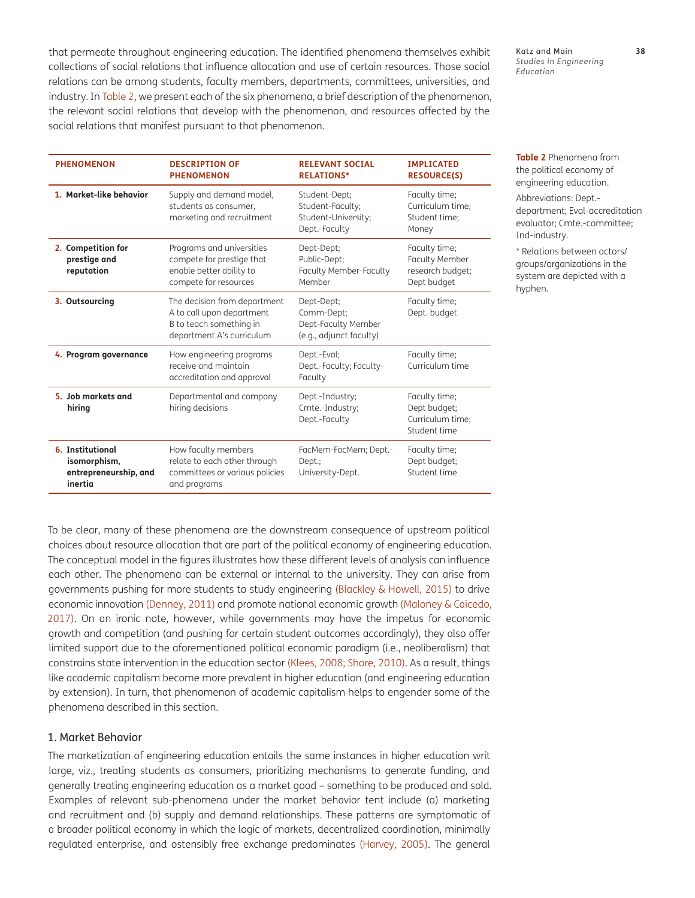that permeate throughout engineering education. The identified phenomena themselves exhibit collections of social relations that influence allocation and use of certain resources. Those social relations can be among students, faculty members, departments, committees, universities, and industry. In Table 2, we present each of the six phenomena, a brief description of the phenomenon, the relevant social relations that develop with the phenomenon, and resources affected by the social relations that manifest pursuant to that phenomenon.

| PHENOMENON | DESCRIPTION OF PHENOMENON | RELEVANT SOCIAL RELATIONS* | IMPLICATED RESOURCE(S) |
|---|---|---|---|
| **1. Market-like behavior** | Supply and demand model, students as consumer, marketing and recruitment | Student-Dept; Student-Faculty; Student-University; Dept.-Faculty | Faculty time; Curriculum time; Student time; Money |
| **2. Competition for prestige and reputation** | Programs and universities compete for prestige that enable better ability to compete for resources | Dept-Dept; Public-Dept; Faculty Member-Faculty Member | Faculty time; Faculty Member research budget; Dept budget |
| **3. Outsourcing** | The decision from department A to call upon department B to teach something in department A's curriculum | Dept-Dept; Comm-Dept; Dept-Faculty Member (e.g., adjunct faculty) | Faculty time; Dept. budget |
| **4. Program governance** | How engineering programs receive and maintain accreditation and approval | Dept.-Eval; Dept.-Faculty; Faculty-Faculty | Faculty time; Curriculum time |
| **5. Job markets and hiring** | Departmental and company hiring decisions | Dept.-Industry; Cmte.-Industry; Dept.-Faculty | Faculty time; Dept budget; Curriculum time; Student time |
| **6. Institutional isomorphism, entrepreneurship, and inertia** | How faculty members relate to each other through committees or various policies and programs | FacMem-FacMem; Dept.-Dept.; University-Dept. | Faculty time; Dept budget; Student time |

**Table 2** Phenomena from the political economy of engineering education.

Abbreviations: Dept.-department; Eval-accreditation evaluator; Cmte.-committee; Ind-industry.

* Relations between actors/groups/organizations in the system are depicted with a hyphen.

To be clear, many of these phenomena are the downstream consequence of upstream political choices about resource allocation that are part of the political economy of engineering education. The conceptual model in the figures illustrates how these different levels of analysis can influence each other. The phenomena can be external or internal to the university. They can arise from governments pushing for more students to study engineering (Blackley & Howell, 2015) to drive economic innovation (Denney, 2011) and promote national economic growth (Maloney & Caicedo, 2017). On an ironic note, however, while governments may have the impetus for economic growth and competition (and pushing for certain student outcomes accordingly), they also offer limited support due to the aforementioned political economic paradigm (i.e., neoliberalism) that constrains state intervention in the education sector (Klees, 2008; Shore, 2010). As a result, things like academic capitalism become more prevalent in higher education (and engineering education by extension). In turn, that phenomenon of academic capitalism helps to engender some of the phenomena described in this section.

## 1. Market Behavior

The marketization of engineering education entails the same instances in higher education writ large, viz., treating students as consumers, prioritizing mechanisms to generate funding, and generally treating engineering education as a market good – something to be produced and sold. Examples of relevant sub-phenomena under the market behavior tent include (a) marketing and recruitment and (b) supply and demand relationships. These patterns are symptomatic of a broader political economy in which the logic of markets, decentralized coordination, minimally regulated enterprise, and ostensibly free exchange predominates (Harvey, 2005). The general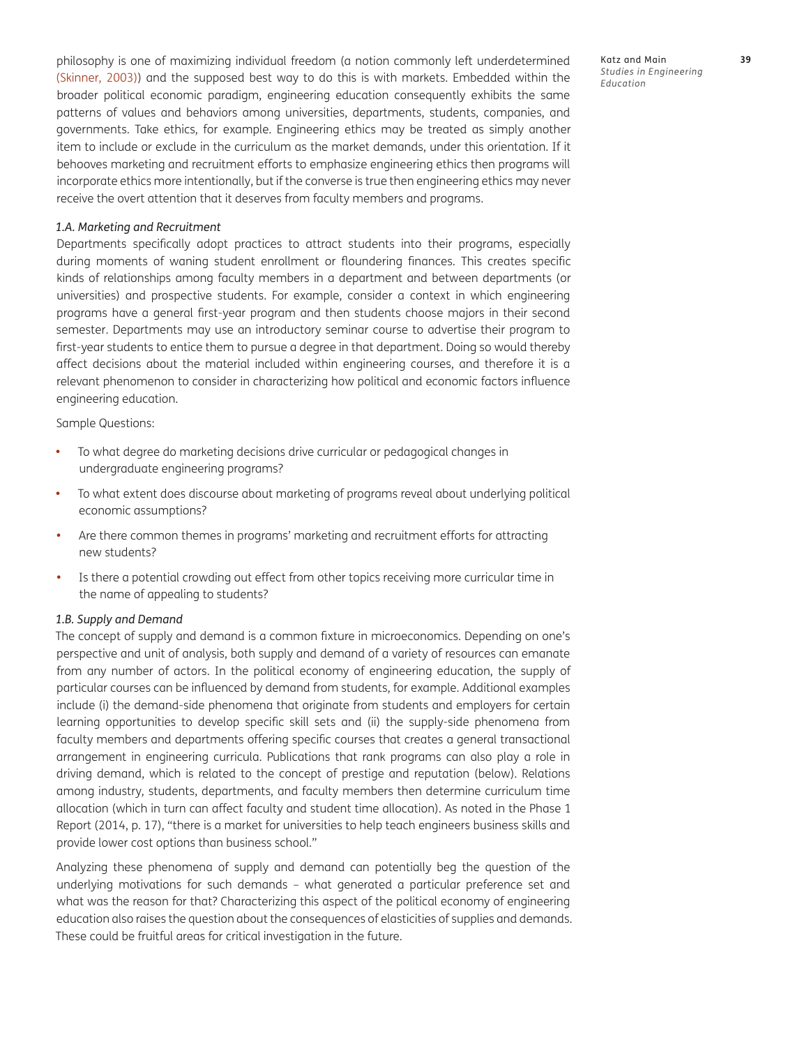philosophy is one of maximizing individual freedom (a notion commonly left underdetermined (Skinner, 2003)) and the supposed best way to do this is with markets. Embedded within the broader political economic paradigm, engineering education consequently exhibits the same patterns of values and behaviors among universities, departments, students, companies, and governments. Take ethics, for example. Engineering ethics may be treated as simply another item to include or exclude in the curriculum as the market demands, under this orientation. If it behooves marketing and recruitment efforts to emphasize engineering ethics then programs will incorporate ethics more intentionally, but if the converse is true then engineering ethics may never receive the overt attention that it deserves from faculty members and programs.

*1.A. Marketing and Recruitment*

Departments specifically adopt practices to attract students into their programs, especially during moments of waning student enrollment or floundering finances. This creates specific kinds of relationships among faculty members in a department and between departments (or universities) and prospective students. For example, consider a context in which engineering programs have a general first-year program and then students choose majors in their second semester. Departments may use an introductory seminar course to advertise their program to first-year students to entice them to pursue a degree in that department. Doing so would thereby affect decisions about the material included within engineering courses, and therefore it is a relevant phenomenon to consider in characterizing how political and economic factors influence engineering education.

Sample Questions:

- To what degree do marketing decisions drive curricular or pedagogical changes in undergraduate engineering programs?
- To what extent does discourse about marketing of programs reveal about underlying political economic assumptions?
- Are there common themes in programs' marketing and recruitment efforts for attracting new students?
- Is there a potential crowding out effect from other topics receiving more curricular time in the name of appealing to students?

*1.B. Supply and Demand*

The concept of supply and demand is a common fixture in microeconomics. Depending on one's perspective and unit of analysis, both supply and demand of a variety of resources can emanate from any number of actors. In the political economy of engineering education, the supply of particular courses can be influenced by demand from students, for example. Additional examples include (i) the demand-side phenomena that originate from students and employers for certain learning opportunities to develop specific skill sets and (ii) the supply-side phenomena from faculty members and departments offering specific courses that creates a general transactional arrangement in engineering curricula. Publications that rank programs can also play a role in driving demand, which is related to the concept of prestige and reputation (below). Relations among industry, students, departments, and faculty members then determine curriculum time allocation (which in turn can affect faculty and student time allocation). As noted in the Phase 1 Report (2014, p. 17), "there is a market for universities to help teach engineers business skills and provide lower cost options than business school."

Analyzing these phenomena of supply and demand can potentially beg the question of the underlying motivations for such demands – what generated a particular preference set and what was the reason for that? Characterizing this aspect of the political economy of engineering education also raises the question about the consequences of elasticities of supplies and demands. These could be fruitful areas for critical investigation in the future.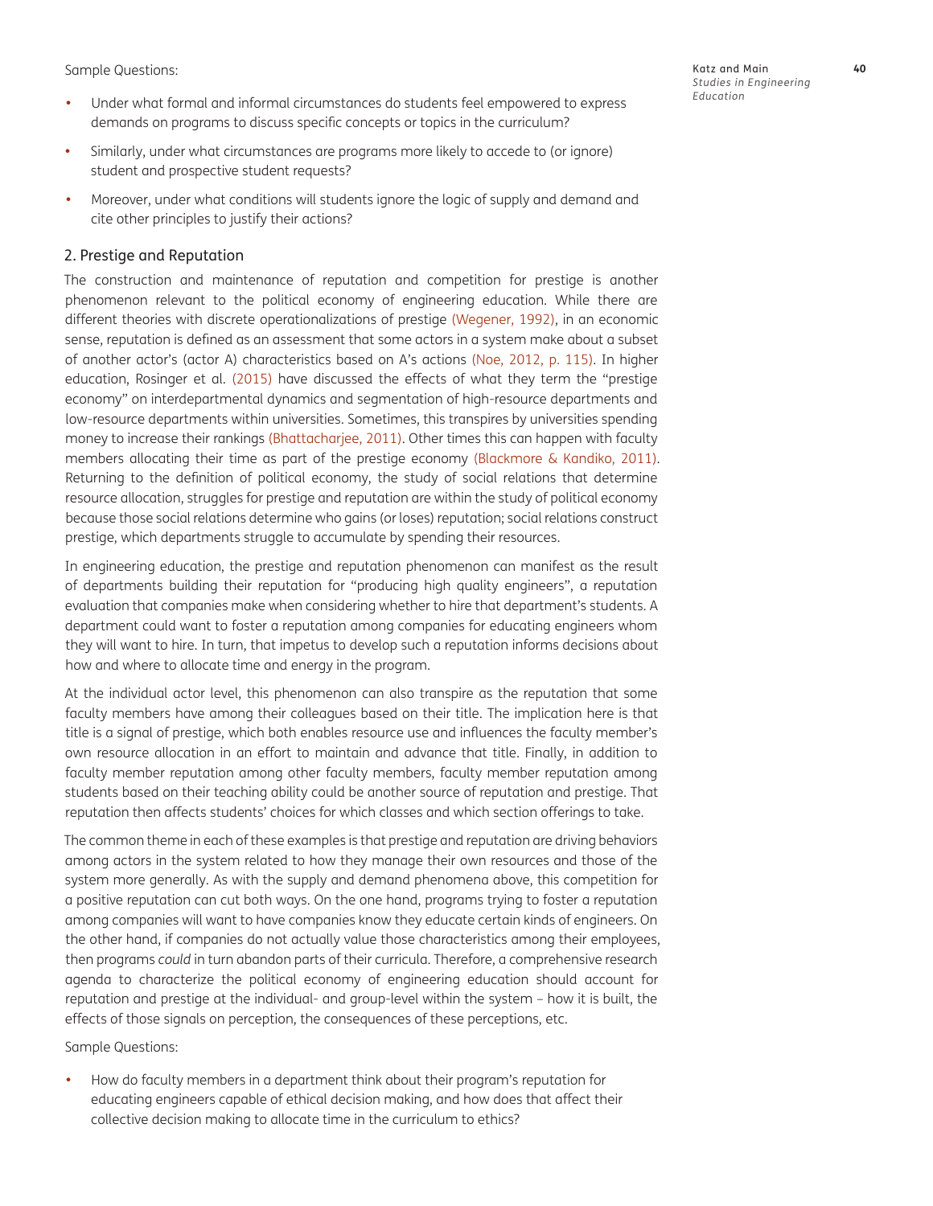Sample Questions:

- Under what formal and informal circumstances do students feel empowered to express demands on programs to discuss specific concepts or topics in the curriculum?
- Similarly, under what circumstances are programs more likely to accede to (or ignore) student and prospective student requests?
- Moreover, under what conditions will students ignore the logic of supply and demand and cite other principles to justify their actions?

## 2. Prestige and Reputation

The construction and maintenance of reputation and competition for prestige is another phenomenon relevant to the political economy of engineering education. While there are different theories with discrete operationalizations of prestige (Wegener, 1992), in an economic sense, reputation is defined as an assessment that some actors in a system make about a subset of another actor's (actor A) characteristics based on A's actions (Noe, 2012, p. 115). In higher education, Rosinger et al. (2015) have discussed the effects of what they term the "prestige economy" on interdepartmental dynamics and segmentation of high-resource departments and low-resource departments within universities. Sometimes, this transpires by universities spending money to increase their rankings (Bhattacharjee, 2011). Other times this can happen with faculty members allocating their time as part of the prestige economy (Blackmore & Kandiko, 2011). Returning to the definition of political economy, the study of social relations that determine resource allocation, struggles for prestige and reputation are within the study of political economy because those social relations determine who gains (or loses) reputation; social relations construct prestige, which departments struggle to accumulate by spending their resources.

In engineering education, the prestige and reputation phenomenon can manifest as the result of departments building their reputation for "producing high quality engineers", a reputation evaluation that companies make when considering whether to hire that department's students. A department could want to foster a reputation among companies for educating engineers whom they will want to hire. In turn, that impetus to develop such a reputation informs decisions about how and where to allocate time and energy in the program.

At the individual actor level, this phenomenon can also transpire as the reputation that some faculty members have among their colleagues based on their title. The implication here is that title is a signal of prestige, which both enables resource use and influences the faculty member's own resource allocation in an effort to maintain and advance that title. Finally, in addition to faculty member reputation among other faculty members, faculty member reputation among students based on their teaching ability could be another source of reputation and prestige. That reputation then affects students' choices for which classes and which section offerings to take.

The common theme in each of these examples is that prestige and reputation are driving behaviors among actors in the system related to how they manage their own resources and those of the system more generally. As with the supply and demand phenomena above, this competition for a positive reputation can cut both ways. On the one hand, programs trying to foster a reputation among companies will want to have companies know they educate certain kinds of engineers. On the other hand, if companies do not actually value those characteristics among their employees, then programs *could* in turn abandon parts of their curricula. Therefore, a comprehensive research agenda to characterize the political economy of engineering education should account for reputation and prestige at the individual- and group-level within the system – how it is built, the effects of those signals on perception, the consequences of these perceptions, etc.

Sample Questions:

- How do faculty members in a department think about their program's reputation for educating engineers capable of ethical decision making, and how does that affect their collective decision making to allocate time in the curriculum to ethics?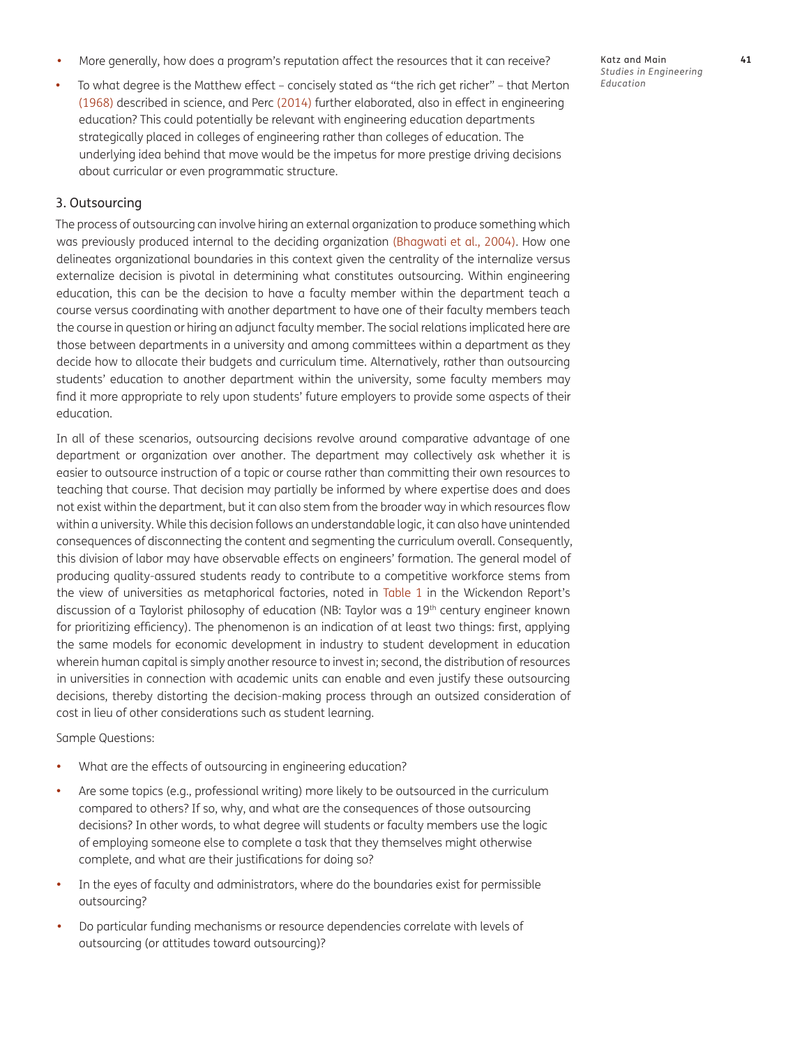- More generally, how does a program's reputation affect the resources that it can receive?
- To what degree is the Matthew effect – concisely stated as "the rich get richer" – that Merton (1968) described in science, and Perc (2014) further elaborated, also in effect in engineering education? This could potentially be relevant with engineering education departments strategically placed in colleges of engineering rather than colleges of education. The underlying idea behind that move would be the impetus for more prestige driving decisions about curricular or even programmatic structure.

### 3. Outsourcing

The process of outsourcing can involve hiring an external organization to produce something which was previously produced internal to the deciding organization (Bhagwati et al., 2004). How one delineates organizational boundaries in this context given the centrality of the internalize versus externalize decision is pivotal in determining what constitutes outsourcing. Within engineering education, this can be the decision to have a faculty member within the department teach a course versus coordinating with another department to have one of their faculty members teach the course in question or hiring an adjunct faculty member. The social relations implicated here are those between departments in a university and among committees within a department as they decide how to allocate their budgets and curriculum time. Alternatively, rather than outsourcing students' education to another department within the university, some faculty members may find it more appropriate to rely upon students' future employers to provide some aspects of their education.

In all of these scenarios, outsourcing decisions revolve around comparative advantage of one department or organization over another. The department may collectively ask whether it is easier to outsource instruction of a topic or course rather than committing their own resources to teaching that course. That decision may partially be informed by where expertise does and does not exist within the department, but it can also stem from the broader way in which resources flow within a university. While this decision follows an understandable logic, it can also have unintended consequences of disconnecting the content and segmenting the curriculum overall. Consequently, this division of labor may have observable effects on engineers' formation. The general model of producing quality-assured students ready to contribute to a competitive workforce stems from the view of universities as metaphorical factories, noted in Table 1 in the Wickendon Report's discussion of a Taylorist philosophy of education (NB: Taylor was a 19th century engineer known for prioritizing efficiency). The phenomenon is an indication of at least two things: first, applying the same models for economic development in industry to student development in education wherein human capital is simply another resource to invest in; second, the distribution of resources in universities in connection with academic units can enable and even justify these outsourcing decisions, thereby distorting the decision-making process through an outsized consideration of cost in lieu of other considerations such as student learning.

Sample Questions:

- What are the effects of outsourcing in engineering education?
- Are some topics (e.g., professional writing) more likely to be outsourced in the curriculum compared to others? If so, why, and what are the consequences of those outsourcing decisions? In other words, to what degree will students or faculty members use the logic of employing someone else to complete a task that they themselves might otherwise complete, and what are their justifications for doing so?
- In the eyes of faculty and administrators, where do the boundaries exist for permissible outsourcing?
- Do particular funding mechanisms or resource dependencies correlate with levels of outsourcing (or attitudes toward outsourcing)?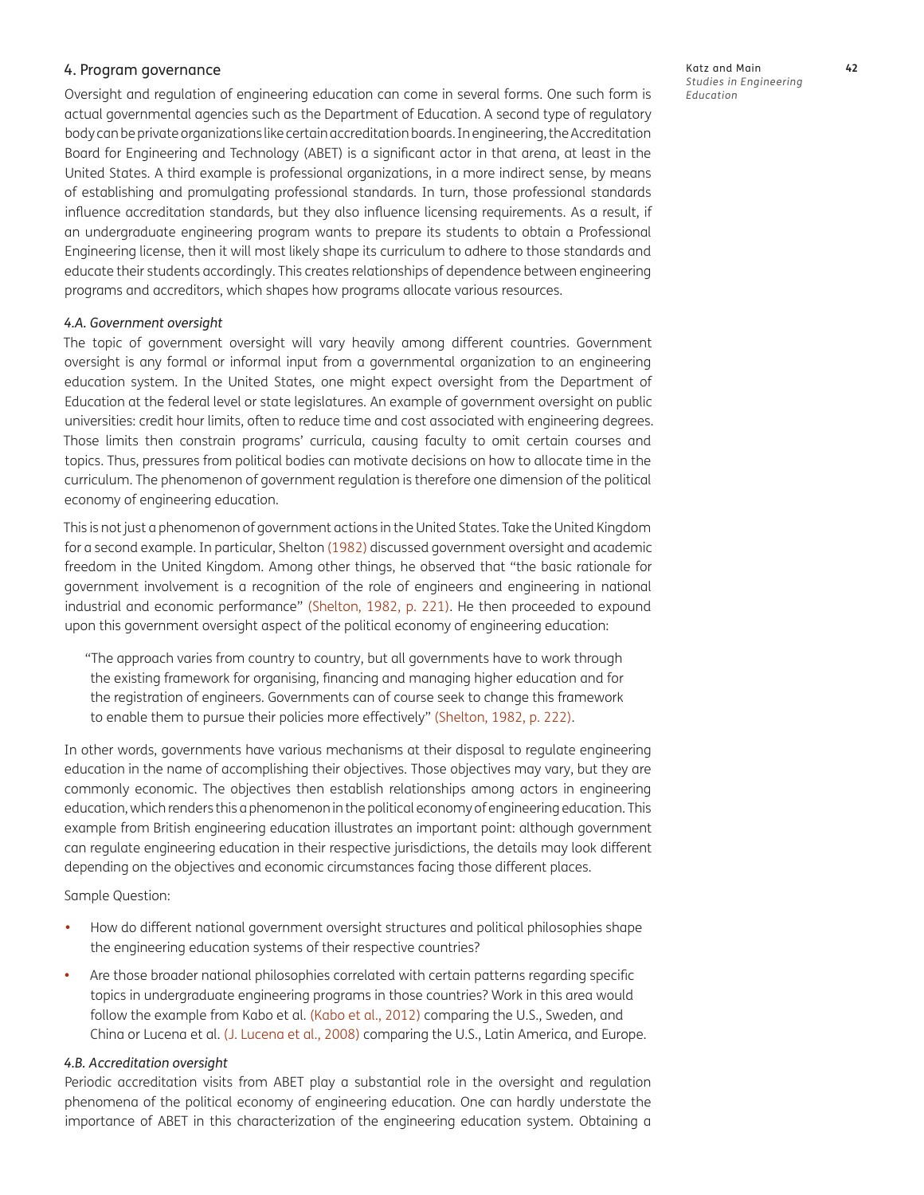## 4. Program governance

Oversight and regulation of engineering education can come in several forms. One such form is actual governmental agencies such as the Department of Education. A second type of regulatory body can be private organizations like certain accreditation boards. In engineering, the Accreditation Board for Engineering and Technology (ABET) is a significant actor in that arena, at least in the United States. A third example is professional organizations, in a more indirect sense, by means of establishing and promulgating professional standards. In turn, those professional standards influence accreditation standards, but they also influence licensing requirements. As a result, if an undergraduate engineering program wants to prepare its students to obtain a Professional Engineering license, then it will most likely shape its curriculum to adhere to those standards and educate their students accordingly. This creates relationships of dependence between engineering programs and accreditors, which shapes how programs allocate various resources.

### *4.A. Government oversight*

The topic of government oversight will vary heavily among different countries. Government oversight is any formal or informal input from a governmental organization to an engineering education system. In the United States, one might expect oversight from the Department of Education at the federal level or state legislatures. An example of government oversight on public universities: credit hour limits, often to reduce time and cost associated with engineering degrees. Those limits then constrain programs' curricula, causing faculty to omit certain courses and topics. Thus, pressures from political bodies can motivate decisions on how to allocate time in the curriculum. The phenomenon of government regulation is therefore one dimension of the political economy of engineering education.

This is not just a phenomenon of government actions in the United States. Take the United Kingdom for a second example. In particular, Shelton (1982) discussed government oversight and academic freedom in the United Kingdom. Among other things, he observed that "the basic rationale for government involvement is a recognition of the role of engineers and engineering in national industrial and economic performance" (Shelton, 1982, p. 221). He then proceeded to expound upon this government oversight aspect of the political economy of engineering education:

> "The approach varies from country to country, but all governments have to work through the existing framework for organising, financing and managing higher education and for the registration of engineers. Governments can of course seek to change this framework to enable them to pursue their policies more effectively" (Shelton, 1982, p. 222).

In other words, governments have various mechanisms at their disposal to regulate engineering education in the name of accomplishing their objectives. Those objectives may vary, but they are commonly economic. The objectives then establish relationships among actors in engineering education, which renders this a phenomenon in the political economy of engineering education. This example from British engineering education illustrates an important point: although government can regulate engineering education in their respective jurisdictions, the details may look different depending on the objectives and economic circumstances facing those different places.

Sample Question:

- How do different national government oversight structures and political philosophies shape the engineering education systems of their respective countries?
- Are those broader national philosophies correlated with certain patterns regarding specific topics in undergraduate engineering programs in those countries? Work in this area would follow the example from Kabo et al. (Kabo et al., 2012) comparing the U.S., Sweden, and China or Lucena et al. (J. Lucena et al., 2008) comparing the U.S., Latin America, and Europe.

### *4.B. Accreditation oversight*

Periodic accreditation visits from ABET play a substantial role in the oversight and regulation phenomena of the political economy of engineering education. One can hardly understate the importance of ABET in this characterization of the engineering education system. Obtaining a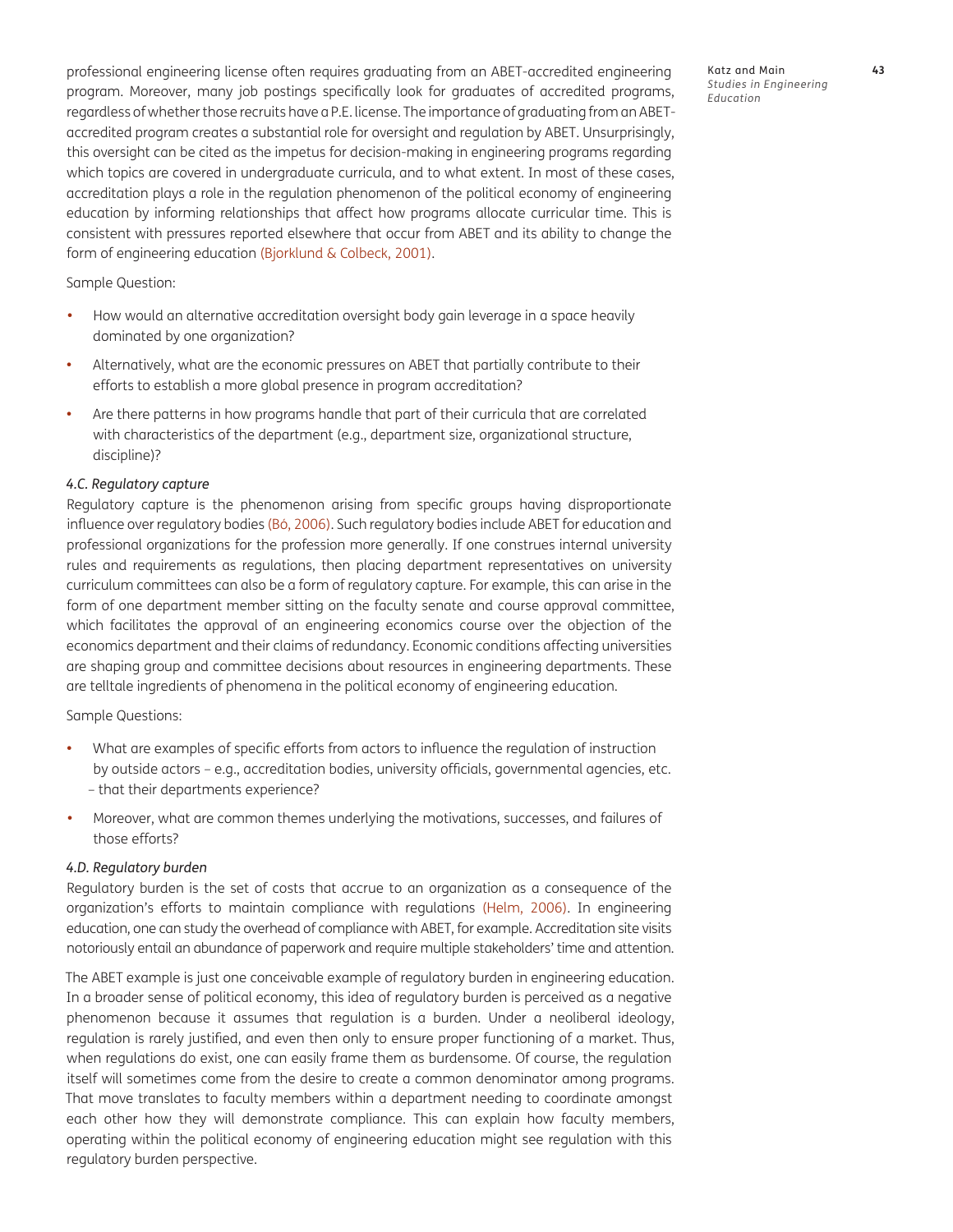professional engineering license often requires graduating from an ABET-accredited engineering program. Moreover, many job postings specifically look for graduates of accredited programs, regardless of whether those recruits have a P.E. license. The importance of graduating from an ABET-accredited program creates a substantial role for oversight and regulation by ABET. Unsurprisingly, this oversight can be cited as the impetus for decision-making in engineering programs regarding which topics are covered in undergraduate curricula, and to what extent. In most of these cases, accreditation plays a role in the regulation phenomenon of the political economy of engineering education by informing relationships that affect how programs allocate curricular time. This is consistent with pressures reported elsewhere that occur from ABET and its ability to change the form of engineering education (Bjorklund & Colbeck, 2001).

Sample Question:

- How would an alternative accreditation oversight body gain leverage in a space heavily dominated by one organization?
- Alternatively, what are the economic pressures on ABET that partially contribute to their efforts to establish a more global presence in program accreditation?
- Are there patterns in how programs handle that part of their curricula that are correlated with characteristics of the department (e.g., department size, organizational structure, discipline)?

*4.C. Regulatory capture*

Regulatory capture is the phenomenon arising from specific groups having disproportionate influence over regulatory bodies (Bó, 2006). Such regulatory bodies include ABET for education and professional organizations for the profession more generally. If one construes internal university rules and requirements as regulations, then placing department representatives on university curriculum committees can also be a form of regulatory capture. For example, this can arise in the form of one department member sitting on the faculty senate and course approval committee, which facilitates the approval of an engineering economics course over the objection of the economics department and their claims of redundancy. Economic conditions affecting universities are shaping group and committee decisions about resources in engineering departments. These are telltale ingredients of phenomena in the political economy of engineering education.

Sample Questions:

- What are examples of specific efforts from actors to influence the regulation of instruction by outside actors – e.g., accreditation bodies, university officials, governmental agencies, etc. – that their departments experience?
- Moreover, what are common themes underlying the motivations, successes, and failures of those efforts?

*4.D. Regulatory burden*

Regulatory burden is the set of costs that accrue to an organization as a consequence of the organization's efforts to maintain compliance with regulations (Helm, 2006). In engineering education, one can study the overhead of compliance with ABET, for example. Accreditation site visits notoriously entail an abundance of paperwork and require multiple stakeholders' time and attention.

The ABET example is just one conceivable example of regulatory burden in engineering education. In a broader sense of political economy, this idea of regulatory burden is perceived as a negative phenomenon because it assumes that regulation is a burden. Under a neoliberal ideology, regulation is rarely justified, and even then only to ensure proper functioning of a market. Thus, when regulations do exist, one can easily frame them as burdensome. Of course, the regulation itself will sometimes come from the desire to create a common denominator among programs. That move translates to faculty members within a department needing to coordinate amongst each other how they will demonstrate compliance. This can explain how faculty members, operating within the political economy of engineering education might see regulation with this regulatory burden perspective.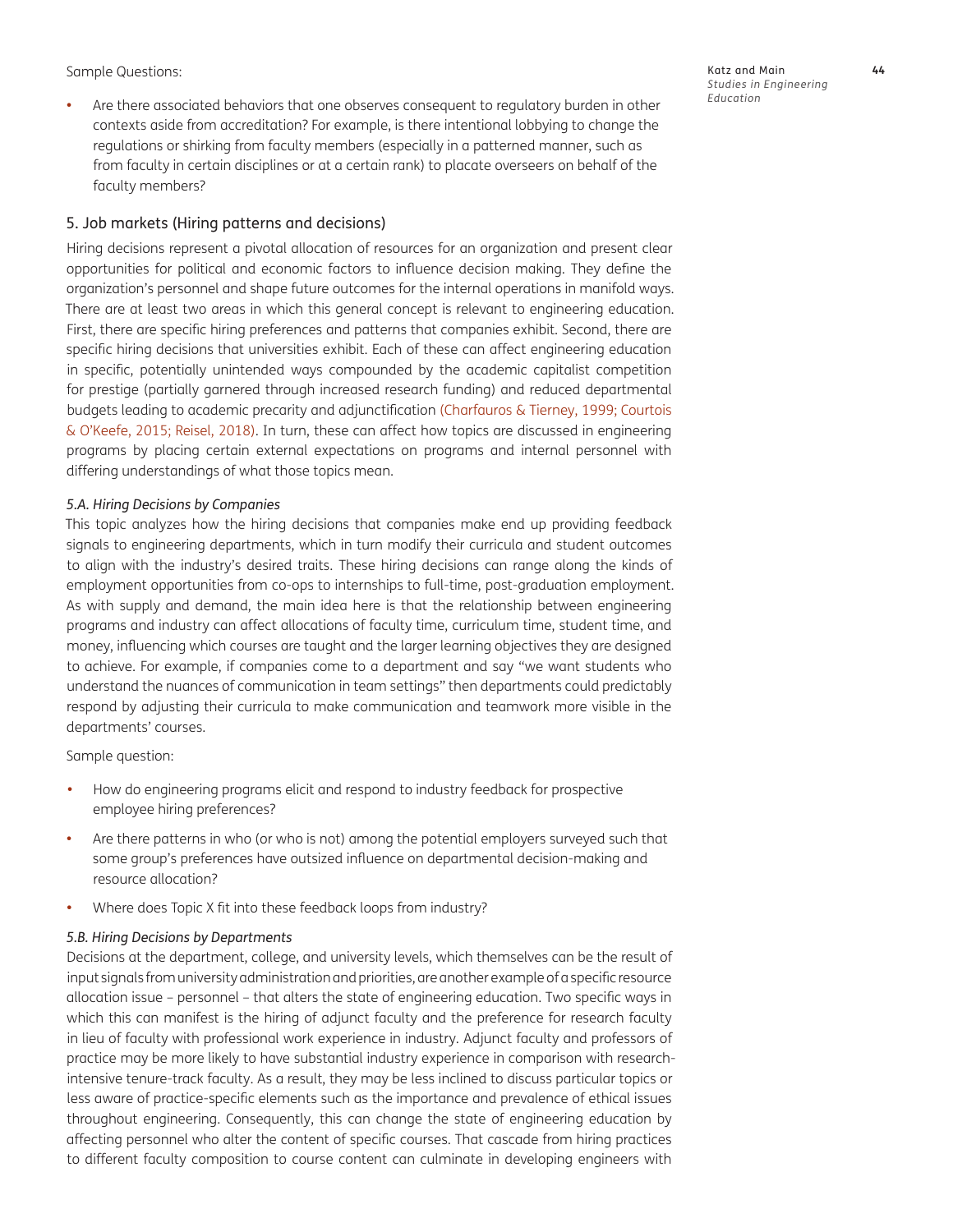Sample Questions:

- Are there associated behaviors that one observes consequent to regulatory burden in other contexts aside from accreditation? For example, is there intentional lobbying to change the regulations or shirking from faculty members (especially in a patterned manner, such as from faculty in certain disciplines or at a certain rank) to placate overseers on behalf of the faculty members?

## 5. Job markets (Hiring patterns and decisions)

Hiring decisions represent a pivotal allocation of resources for an organization and present clear opportunities for political and economic factors to influence decision making. They define the organization's personnel and shape future outcomes for the internal operations in manifold ways. There are at least two areas in which this general concept is relevant to engineering education. First, there are specific hiring preferences and patterns that companies exhibit. Second, there are specific hiring decisions that universities exhibit. Each of these can affect engineering education in specific, potentially unintended ways compounded by the academic capitalist competition for prestige (partially garnered through increased research funding) and reduced departmental budgets leading to academic precarity and adjunctification (Charfauros & Tierney, 1999; Courtois & O'Keefe, 2015; Reisel, 2018). In turn, these can affect how topics are discussed in engineering programs by placing certain external expectations on programs and internal personnel with differing understandings of what those topics mean.

### *5.A. Hiring Decisions by Companies*

This topic analyzes how the hiring decisions that companies make end up providing feedback signals to engineering departments, which in turn modify their curricula and student outcomes to align with the industry's desired traits. These hiring decisions can range along the kinds of employment opportunities from co-ops to internships to full-time, post-graduation employment. As with supply and demand, the main idea here is that the relationship between engineering programs and industry can affect allocations of faculty time, curriculum time, student time, and money, influencing which courses are taught and the larger learning objectives they are designed to achieve. For example, if companies come to a department and say "we want students who understand the nuances of communication in team settings" then departments could predictably respond by adjusting their curricula to make communication and teamwork more visible in the departments' courses.

Sample question:

- How do engineering programs elicit and respond to industry feedback for prospective employee hiring preferences?
- Are there patterns in who (or who is not) among the potential employers surveyed such that some group's preferences have outsized influence on departmental decision-making and resource allocation?
- Where does Topic X fit into these feedback loops from industry?

### *5.B. Hiring Decisions by Departments*

Decisions at the department, college, and university levels, which themselves can be the result of input signals from university administration and priorities, are another example of a specific resource allocation issue – personnel – that alters the state of engineering education. Two specific ways in which this can manifest is the hiring of adjunct faculty and the preference for research faculty in lieu of faculty with professional work experience in industry. Adjunct faculty and professors of practice may be more likely to have substantial industry experience in comparison with research-intensive tenure-track faculty. As a result, they may be less inclined to discuss particular topics or less aware of practice-specific elements such as the importance and prevalence of ethical issues throughout engineering. Consequently, this can change the state of engineering education by affecting personnel who alter the content of specific courses. That cascade from hiring practices to different faculty composition to course content can culminate in developing engineers with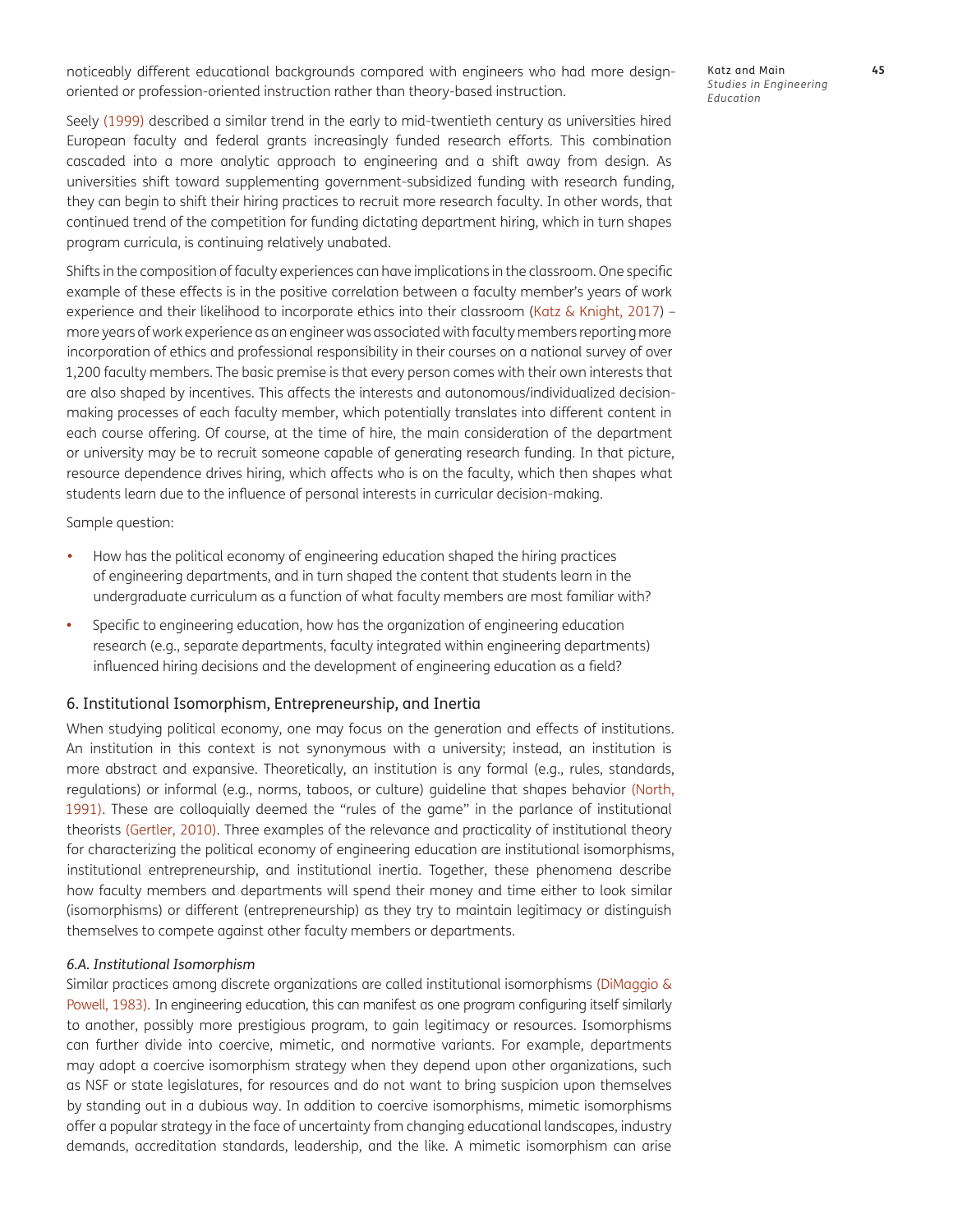noticeably different educational backgrounds compared with engineers who had more design-oriented or profession-oriented instruction rather than theory-based instruction.

Seely (1999) described a similar trend in the early to mid-twentieth century as universities hired European faculty and federal grants increasingly funded research efforts. This combination cascaded into a more analytic approach to engineering and a shift away from design. As universities shift toward supplementing government-subsidized funding with research funding, they can begin to shift their hiring practices to recruit more research faculty. In other words, that continued trend of the competition for funding dictating department hiring, which in turn shapes program curricula, is continuing relatively unabated.

Shifts in the composition of faculty experiences can have implications in the classroom. One specific example of these effects is in the positive correlation between a faculty member's years of work experience and their likelihood to incorporate ethics into their classroom (Katz & Knight, 2017) – more years of work experience as an engineer was associated with faculty members reporting more incorporation of ethics and professional responsibility in their courses on a national survey of over 1,200 faculty members. The basic premise is that every person comes with their own interests that are also shaped by incentives. This affects the interests and autonomous/individualized decision-making processes of each faculty member, which potentially translates into different content in each course offering. Of course, at the time of hire, the main consideration of the department or university may be to recruit someone capable of generating research funding. In that picture, resource dependence drives hiring, which affects who is on the faculty, which then shapes what students learn due to the influence of personal interests in curricular decision-making.

Sample question:

- How has the political economy of engineering education shaped the hiring practices of engineering departments, and in turn shaped the content that students learn in the undergraduate curriculum as a function of what faculty members are most familiar with?
- Specific to engineering education, how has the organization of engineering education research (e.g., separate departments, faculty integrated within engineering departments) influenced hiring decisions and the development of engineering education as a field?

## 6. Institutional Isomorphism, Entrepreneurship, and Inertia

When studying political economy, one may focus on the generation and effects of institutions. An institution in this context is not synonymous with a university; instead, an institution is more abstract and expansive. Theoretically, an institution is any formal (e.g., rules, standards, regulations) or informal (e.g., norms, taboos, or culture) guideline that shapes behavior (North, 1991). These are colloquially deemed the "rules of the game" in the parlance of institutional theorists (Gertler, 2010). Three examples of the relevance and practicality of institutional theory for characterizing the political economy of engineering education are institutional isomorphisms, institutional entrepreneurship, and institutional inertia. Together, these phenomena describe how faculty members and departments will spend their money and time either to look similar (isomorphisms) or different (entrepreneurship) as they try to maintain legitimacy or distinguish themselves to compete against other faculty members or departments.

### *6.A. Institutional Isomorphism*

Similar practices among discrete organizations are called institutional isomorphisms (DiMaggio & Powell, 1983). In engineering education, this can manifest as one program configuring itself similarly to another, possibly more prestigious program, to gain legitimacy or resources. Isomorphisms can further divide into coercive, mimetic, and normative variants. For example, departments may adopt a coercive isomorphism strategy when they depend upon other organizations, such as NSF or state legislatures, for resources and do not want to bring suspicion upon themselves by standing out in a dubious way. In addition to coercive isomorphisms, mimetic isomorphisms offer a popular strategy in the face of uncertainty from changing educational landscapes, industry demands, accreditation standards, leadership, and the like. A mimetic isomorphism can arise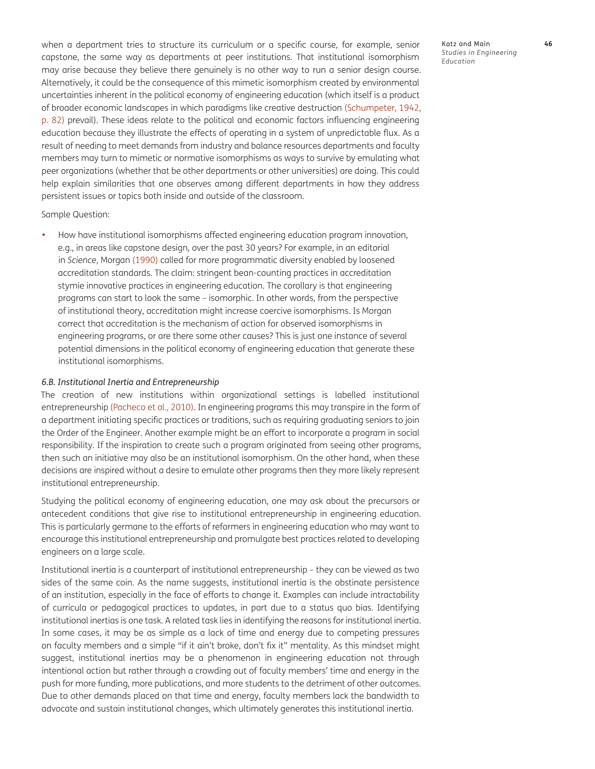when a department tries to structure its curriculum or a specific course, for example, senior capstone, the same way as departments at peer institutions. That institutional isomorphism may arise because they believe there genuinely is no other way to run a senior design course. Alternatively, it could be the consequence of this mimetic isomorphism created by environmental uncertainties inherent in the political economy of engineering education (which itself is a product of broader economic landscapes in which paradigms like creative destruction (Schumpeter, 1942, p. 82) prevail). These ideas relate to the political and economic factors influencing engineering education because they illustrate the effects of operating in a system of unpredictable flux. As a result of needing to meet demands from industry and balance resources departments and faculty members may turn to mimetic or normative isomorphisms as ways to survive by emulating what peer organizations (whether that be other departments or other universities) are doing. This could help explain similarities that one observes among different departments in how they address persistent issues or topics both inside and outside of the classroom.

Sample Question:

- How have institutional isomorphisms affected engineering education program innovation, e.g., in areas like capstone design, over the past 30 years? For example, in an editorial in *Science*, Morgan (1990) called for more programmatic diversity enabled by loosened accreditation standards. The claim: stringent bean-counting practices in accreditation stymie innovative practices in engineering education. The corollary is that engineering programs can start to look the same – isomorphic. In other words, from the perspective of institutional theory, accreditation might increase coercive isomorphisms. Is Morgan correct that accreditation is the mechanism of action for observed isomorphisms in engineering programs, or are there some other causes? This is just one instance of several potential dimensions in the political economy of engineering education that generate these institutional isomorphisms.

### *6.B. Institutional Inertia and Entrepreneurship*

The creation of new institutions within organizational settings is labelled institutional entrepreneurship (Pacheco et al., 2010). In engineering programs this may transpire in the form of a department initiating specific practices or traditions, such as requiring graduating seniors to join the Order of the Engineer. Another example might be an effort to incorporate a program in social responsibility. If the inspiration to create such a program originated from seeing other programs, then such an initiative may also be an institutional isomorphism. On the other hand, when these decisions are inspired without a desire to emulate other programs then they more likely represent institutional entrepreneurship.

Studying the political economy of engineering education, one may ask about the precursors or antecedent conditions that give rise to institutional entrepreneurship in engineering education. This is particularly germane to the efforts of reformers in engineering education who may want to encourage this institutional entrepreneurship and promulgate best practices related to developing engineers on a large scale.

Institutional inertia is a counterpart of institutional entrepreneurship – they can be viewed as two sides of the same coin. As the name suggests, institutional inertia is the obstinate persistence of an institution, especially in the face of efforts to change it. Examples can include intractability of curricula or pedagogical practices to updates, in part due to a status quo bias. Identifying institutional inertias is one task. A related task lies in identifying the reasons for institutional inertia. In some cases, it may be as simple as a lack of time and energy due to competing pressures on faculty members and a simple "if it ain't broke, don't fix it" mentality. As this mindset might suggest, institutional inertias may be a phenomenon in engineering education not through intentional action but rather through a crowding out of faculty members' time and energy in the push for more funding, more publications, and more students to the detriment of other outcomes. Due to other demands placed on that time and energy, faculty members lack the bandwidth to advocate and sustain institutional changes, which ultimately generates this institutional inertia.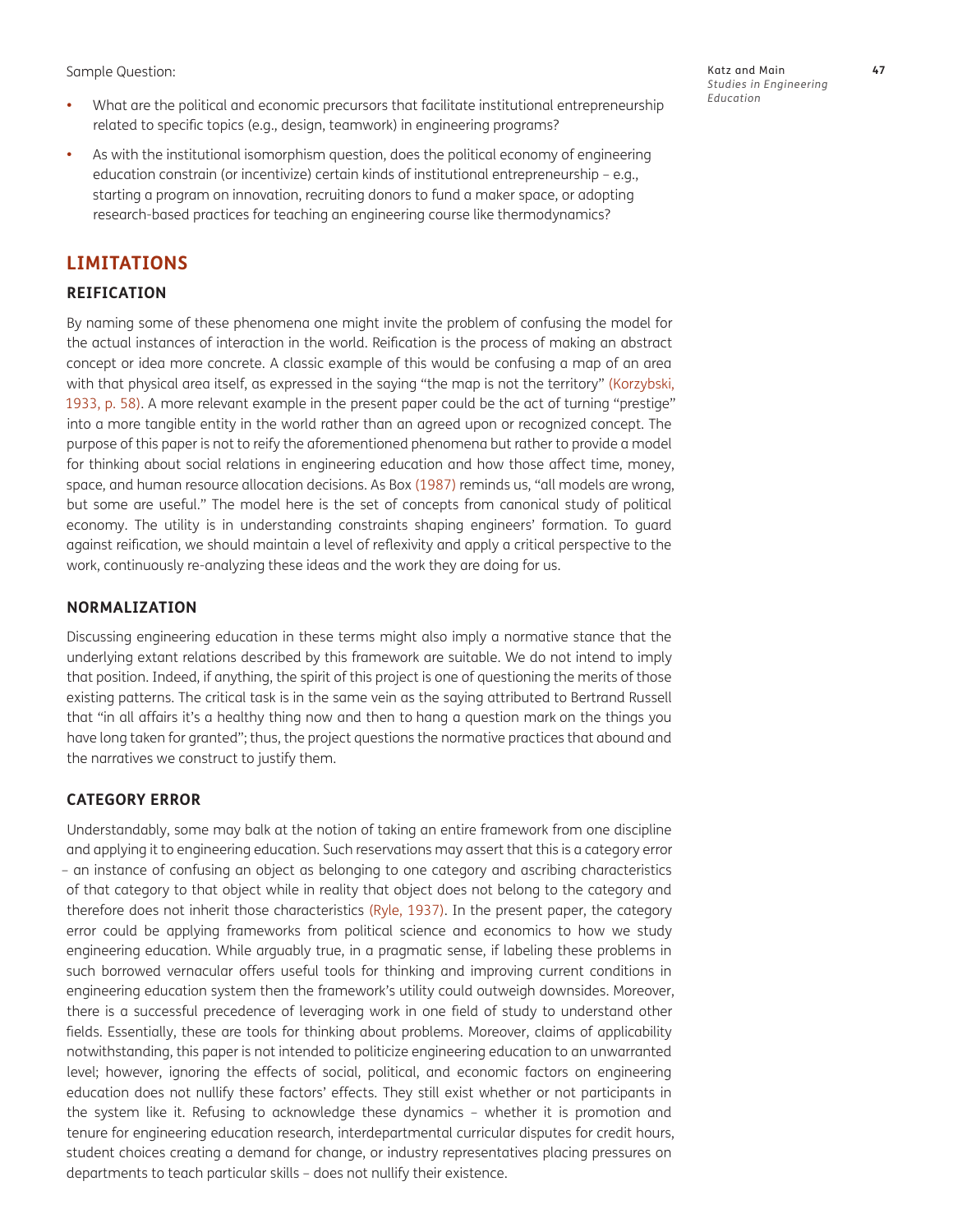Sample Question:

- What are the political and economic precursors that facilitate institutional entrepreneurship related to specific topics (e.g., design, teamwork) in engineering programs?
- As with the institutional isomorphism question, does the political economy of engineering education constrain (or incentivize) certain kinds of institutional entrepreneurship – e.g., starting a program on innovation, recruiting donors to fund a maker space, or adopting research-based practices for teaching an engineering course like thermodynamics?

## LIMITATIONS

### REIFICATION

By naming some of these phenomena one might invite the problem of confusing the model for the actual instances of interaction in the world. Reification is the process of making an abstract concept or idea more concrete. A classic example of this would be confusing a map of an area with that physical area itself, as expressed in the saying "the map is not the territory" (Korzybski, 1933, p. 58). A more relevant example in the present paper could be the act of turning "prestige" into a more tangible entity in the world rather than an agreed upon or recognized concept. The purpose of this paper is not to reify the aforementioned phenomena but rather to provide a model for thinking about social relations in engineering education and how those affect time, money, space, and human resource allocation decisions. As Box (1987) reminds us, "all models are wrong, but some are useful." The model here is the set of concepts from canonical study of political economy. The utility is in understanding constraints shaping engineers' formation. To guard against reification, we should maintain a level of reflexivity and apply a critical perspective to the work, continuously re-analyzing these ideas and the work they are doing for us.

### NORMALIZATION

Discussing engineering education in these terms might also imply a normative stance that the underlying extant relations described by this framework are suitable. We do not intend to imply that position. Indeed, if anything, the spirit of this project is one of questioning the merits of those existing patterns. The critical task is in the same vein as the saying attributed to Bertrand Russell that "in all affairs it's a healthy thing now and then to hang a question mark on the things you have long taken for granted"; thus, the project questions the normative practices that abound and the narratives we construct to justify them.

### CATEGORY ERROR

Understandably, some may balk at the notion of taking an entire framework from one discipline and applying it to engineering education. Such reservations may assert that this is a category error – an instance of confusing an object as belonging to one category and ascribing characteristics of that category to that object while in reality that object does not belong to the category and therefore does not inherit those characteristics (Ryle, 1937). In the present paper, the category error could be applying frameworks from political science and economics to how we study engineering education. While arguably true, in a pragmatic sense, if labeling these problems in such borrowed vernacular offers useful tools for thinking and improving current conditions in engineering education system then the framework's utility could outweigh downsides. Moreover, there is a successful precedence of leveraging work in one field of study to understand other fields. Essentially, these are tools for thinking about problems. Moreover, claims of applicability notwithstanding, this paper is not intended to politicize engineering education to an unwarranted level; however, ignoring the effects of social, political, and economic factors on engineering education does not nullify these factors' effects. They still exist whether or not participants in the system like it. Refusing to acknowledge these dynamics – whether it is promotion and tenure for engineering education research, interdepartmental curricular disputes for credit hours, student choices creating a demand for change, or industry representatives placing pressures on departments to teach particular skills – does not nullify their existence.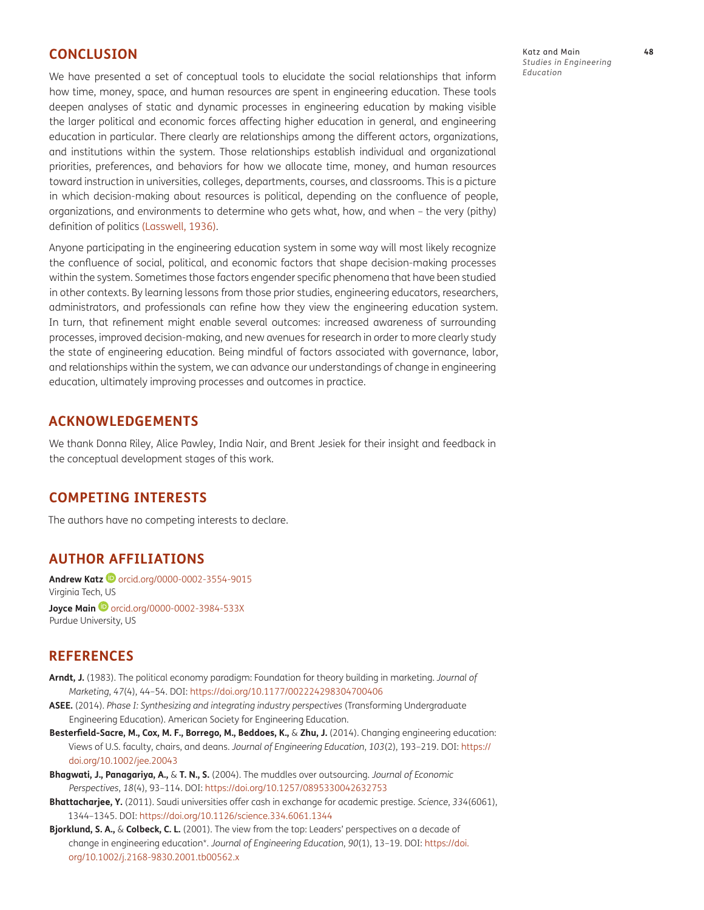## CONCLUSION

We have presented a set of conceptual tools to elucidate the social relationships that inform how time, money, space, and human resources are spent in engineering education. These tools deepen analyses of static and dynamic processes in engineering education by making visible the larger political and economic forces affecting higher education in general, and engineering education in particular. There clearly are relationships among the different actors, organizations, and institutions within the system. Those relationships establish individual and organizational priorities, preferences, and behaviors for how we allocate time, money, and human resources toward instruction in universities, colleges, departments, courses, and classrooms. This is a picture in which decision-making about resources is political, depending on the confluence of people, organizations, and environments to determine who gets what, how, and when – the very (pithy) definition of politics (Lasswell, 1936).

Anyone participating in the engineering education system in some way will most likely recognize the confluence of social, political, and economic factors that shape decision-making processes within the system. Sometimes those factors engender specific phenomena that have been studied in other contexts. By learning lessons from those prior studies, engineering educators, researchers, administrators, and professionals can refine how they view the engineering education system. In turn, that refinement might enable several outcomes: increased awareness of surrounding processes, improved decision-making, and new avenues for research in order to more clearly study the state of engineering education. Being mindful of factors associated with governance, labor, and relationships within the system, we can advance our understandings of change in engineering education, ultimately improving processes and outcomes in practice.

## ACKNOWLEDGEMENTS

We thank Donna Riley, Alice Pawley, India Nair, and Brent Jesiek for their insight and feedback in the conceptual development stages of this work.

## COMPETING INTERESTS

The authors have no competing interests to declare.

## AUTHOR AFFILIATIONS

**Andrew Katz** orcid.org/0000-0002-3554-9015
Virginia Tech, US

**Joyce Main** orcid.org/0000-0002-3984-533X
Purdue University, US

## REFERENCES

**Arndt, J.** (1983). The political economy paradigm: Foundation for theory building in marketing. *Journal of Marketing*, *47*(4), 44–54. DOI: https://doi.org/10.1177/002224298304700406

**ASEE.** (2014). *Phase I: Synthesizing and integrating industry perspectives* (Transforming Undergraduate Engineering Education). American Society for Engineering Education.

**Besterfield-Sacre, M., Cox, M. F., Borrego, M., Beddoes, K.,** & **Zhu, J.** (2014). Changing engineering education: Views of U.S. faculty, chairs, and deans. *Journal of Engineering Education*, *103*(2), 193–219. DOI: https://doi.org/10.1002/jee.20043

**Bhagwati, J., Panagariya, A.,** & **T. N., S.** (2004). The muddles over outsourcing. *Journal of Economic Perspectives*, *18*(4), 93–114. DOI: https://doi.org/10.1257/0895330042632753

**Bhattacharjee, Y.** (2011). Saudi universities offer cash in exchange for academic prestige. *Science*, *334*(6061), 1344–1345. DOI: https://doi.org/10.1126/science.334.6061.1344

**Bjorklund, S. A.,** & **Colbeck, C. L.** (2001). The view from the top: Leaders' perspectives on a decade of change in engineering education*. *Journal of Engineering Education*, *90*(1), 13–19. DOI: https://doi.org/10.1002/j.2168-9830.2001.tb00562.x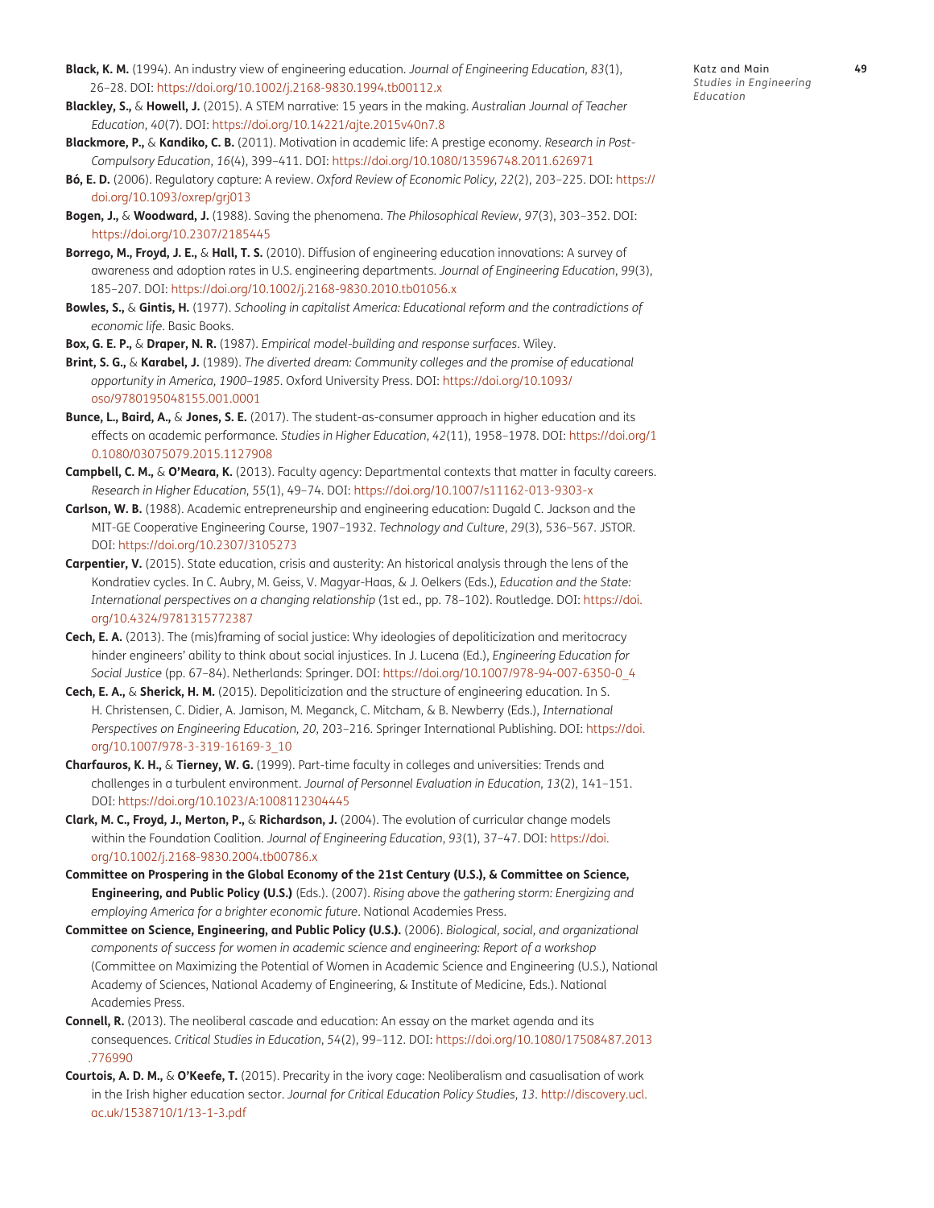**Black, K. M.** (1994). An industry view of engineering education. *Journal of Engineering Education*, *83*(1), 26–28. DOI: https://doi.org/10.1002/j.2168-9830.1994.tb00112.x

**Blackley, S.,** & **Howell, J.** (2015). A STEM narrative: 15 years in the making. *Australian Journal of Teacher Education*, *40*(7). DOI: https://doi.org/10.14221/ajte.2015v40n7.8

**Blackmore, P.,** & **Kandiko, C. B.** (2011). Motivation in academic life: A prestige economy. *Research in Post-Compulsory Education*, *16*(4), 399–411. DOI: https://doi.org/10.1080/13596748.2011.626971

**Bó, E. D.** (2006). Regulatory capture: A review. *Oxford Review of Economic Policy*, *22*(2), 203–225. DOI: https://doi.org/10.1093/oxrep/grj013

**Bogen, J.,** & **Woodward, J.** (1988). Saving the phenomena. *The Philosophical Review*, *97*(3), 303–352. DOI: https://doi.org/10.2307/2185445

**Borrego, M., Froyd, J. E.,** & **Hall, T. S.** (2010). Diffusion of engineering education innovations: A survey of awareness and adoption rates in U.S. engineering departments. *Journal of Engineering Education*, *99*(3), 185–207. DOI: https://doi.org/10.1002/j.2168-9830.2010.tb01056.x

**Bowles, S.,** & **Gintis, H.** (1977). *Schooling in capitalist America: Educational reform and the contradictions of economic life*. Basic Books.

**Box, G. E. P.,** & **Draper, N. R.** (1987). *Empirical model-building and response surfaces*. Wiley.

**Brint, S. G.,** & **Karabel, J.** (1989). *The diverted dream: Community colleges and the promise of educational opportunity in America, 1900–1985*. Oxford University Press. DOI: https://doi.org/10.1093/oso/9780195048155.001.0001

**Bunce, L., Baird, A.,** & **Jones, S. E.** (2017). The student-as-consumer approach in higher education and its effects on academic performance. *Studies in Higher Education*, *42*(11), 1958–1978. DOI: https://doi.org/10.1080/03075079.2015.1127908

**Campbell, C. M.,** & **O'Meara, K.** (2013). Faculty agency: Departmental contexts that matter in faculty careers. *Research in Higher Education*, *55*(1), 49–74. DOI: https://doi.org/10.1007/s11162-013-9303-x

**Carlson, W. B.** (1988). Academic entrepreneurship and engineering education: Dugald C. Jackson and the MIT-GE Cooperative Engineering Course, 1907–1932. *Technology and Culture*, *29*(3), 536–567. JSTOR. DOI: https://doi.org/10.2307/3105273

**Carpentier, V.** (2015). State education, crisis and austerity: An historical analysis through the lens of the Kondratiev cycles. In C. Aubry, M. Geiss, V. Magyar-Haas, & J. Oelkers (Eds.), *Education and the State: International perspectives on a changing relationship* (1st ed., pp. 78–102). Routledge. DOI: https://doi.org/10.4324/9781315772387

**Cech, E. A.** (2013). The (mis)framing of social justice: Why ideologies of depoliticization and meritocracy hinder engineers' ability to think about social injustices. In J. Lucena (Ed.), *Engineering Education for Social Justice* (pp. 67–84). Netherlands: Springer. DOI: https://doi.org/10.1007/978-94-007-6350-0_4

**Cech, E. A.,** & **Sherick, H. M.** (2015). Depoliticization and the structure of engineering education. In S. H. Christensen, C. Didier, A. Jamison, M. Meganck, C. Mitcham, & B. Newberry (Eds.), *International Perspectives on Engineering Education, 20*, 203–216. Springer International Publishing. DOI: https://doi.org/10.1007/978-3-319-16169-3_10

**Charfauros, K. H.,** & **Tierney, W. G.** (1999). Part-time faculty in colleges and universities: Trends and challenges in a turbulent environment. *Journal of Personnel Evaluation in Education*, *13*(2), 141–151. DOI: https://doi.org/10.1023/A:1008112304445

**Clark, M. C., Froyd, J., Merton, P.,** & **Richardson, J.** (2004). The evolution of curricular change models within the Foundation Coalition. *Journal of Engineering Education*, *93*(1), 37–47. DOI: https://doi.org/10.1002/j.2168-9830.2004.tb00786.x

**Committee on Prospering in the Global Economy of the 21st Century (U.S.), & Committee on Science, Engineering, and Public Policy (U.S.)** (Eds.). (2007). *Rising above the gathering storm: Energizing and employing America for a brighter economic future*. National Academies Press.

**Committee on Science, Engineering, and Public Policy (U.S.).** (2006). *Biological, social, and organizational components of success for women in academic science and engineering: Report of a workshop* (Committee on Maximizing the Potential of Women in Academic Science and Engineering (U.S.), National Academy of Sciences, National Academy of Engineering, & Institute of Medicine, Eds.). National Academies Press.

**Connell, R.** (2013). The neoliberal cascade and education: An essay on the market agenda and its consequences. *Critical Studies in Education*, *54*(2), 99–112. DOI: https://doi.org/10.1080/17508487.2013.776990

**Courtois, A. D. M.,** & **O'Keefe, T.** (2015). Precarity in the ivory cage: Neoliberalism and casualisation of work in the Irish higher education sector. *Journal for Critical Education Policy Studies*, *13*. http://discovery.ucl.ac.uk/1538710/1/13-1-3.pdf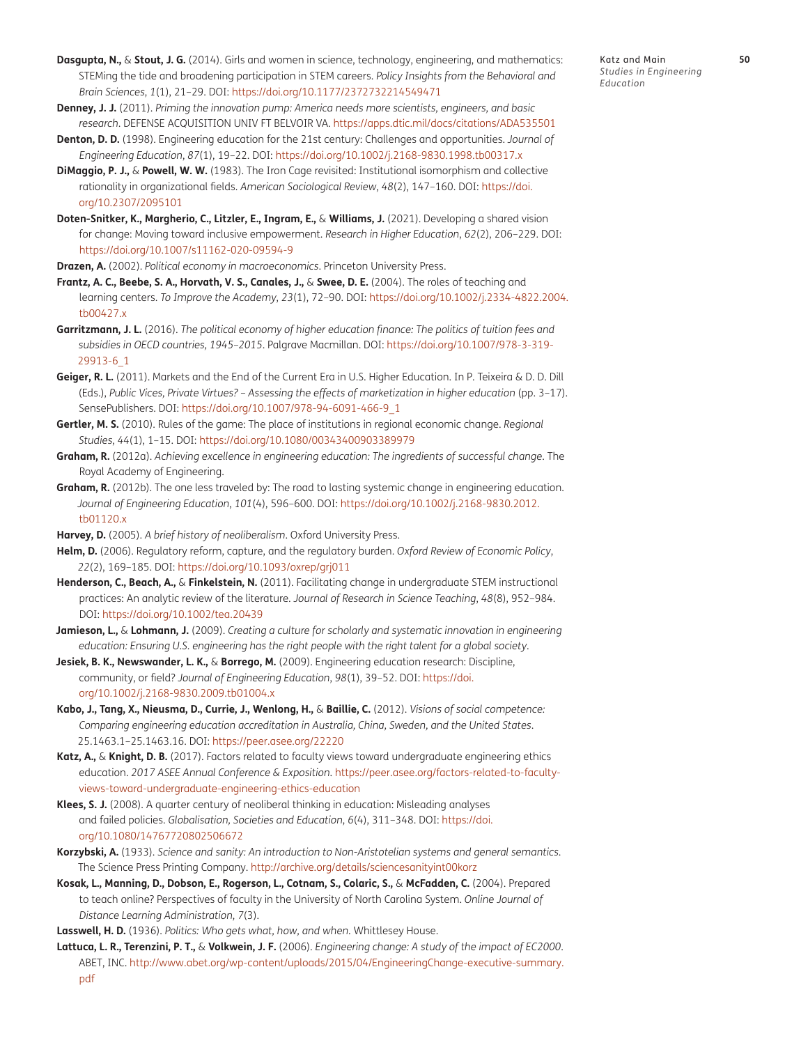**Dasgupta, N.,** & **Stout, J. G.** (2014). Girls and women in science, technology, engineering, and mathematics: STEMing the tide and broadening participation in STEM careers. *Policy Insights from the Behavioral and Brain Sciences*, *1*(1), 21–29. DOI: https://doi.org/10.1177/2372732214549471

**Denney, J. J.** (2011). *Priming the innovation pump: America needs more scientists, engineers, and basic research*. DEFENSE ACQUISITION UNIV FT BELVOIR VA. https://apps.dtic.mil/docs/citations/ADA535501

**Denton, D. D.** (1998). Engineering education for the 21st century: Challenges and opportunities. *Journal of Engineering Education*, *87*(1), 19–22. DOI: https://doi.org/10.1002/j.2168-9830.1998.tb00317.x

**DiMaggio, P. J.,** & **Powell, W. W.** (1983). The Iron Cage revisited: Institutional isomorphism and collective rationality in organizational fields. *American Sociological Review*, *48*(2), 147–160. DOI: https://doi.org/10.2307/2095101

**Doten-Snitker, K., Margherio, C., Litzler, E., Ingram, E.,** & **Williams, J.** (2021). Developing a shared vision for change: Moving toward inclusive empowerment. *Research in Higher Education*, *62*(2), 206–229. DOI: https://doi.org/10.1007/s11162-020-09594-9

**Drazen, A.** (2002). *Political economy in macroeconomics*. Princeton University Press.

**Frantz, A. C., Beebe, S. A., Horvath, V. S., Canales, J.,** & **Swee, D. E.** (2004). The roles of teaching and learning centers. *To Improve the Academy*, *23*(1), 72–90. DOI: https://doi.org/10.1002/j.2334-4822.2004.tb00427.x

**Garritzmann, J. L.** (2016). *The political economy of higher education finance: The politics of tuition fees and subsidies in OECD countries, 1945–2015*. Palgrave Macmillan. DOI: https://doi.org/10.1007/978-3-319-29913-6_1

**Geiger, R. L.** (2011). Markets and the End of the Current Era in U.S. Higher Education. In P. Teixeira & D. D. Dill (Eds.), *Public Vices, Private Virtues? – Assessing the effects of marketization in higher education* (pp. 3–17). SensePublishers. DOI: https://doi.org/10.1007/978-94-6091-466-9_1

**Gertler, M. S.** (2010). Rules of the game: The place of institutions in regional economic change. *Regional Studies*, *44*(1), 1–15. DOI: https://doi.org/10.1080/00343400903389979

**Graham, R.** (2012a). *Achieving excellence in engineering education: The ingredients of successful change*. The Royal Academy of Engineering.

**Graham, R.** (2012b). The one less traveled by: The road to lasting systemic change in engineering education. *Journal of Engineering Education*, *101*(4), 596–600. DOI: https://doi.org/10.1002/j.2168-9830.2012.tb01120.x

**Harvey, D.** (2005). *A brief history of neoliberalism*. Oxford University Press.

**Helm, D.** (2006). Regulatory reform, capture, and the regulatory burden. *Oxford Review of Economic Policy*, *22*(2), 169–185. DOI: https://doi.org/10.1093/oxrep/grj011

**Henderson, C., Beach, A.,** & **Finkelstein, N.** (2011). Facilitating change in undergraduate STEM instructional practices: An analytic review of the literature. *Journal of Research in Science Teaching*, *48*(8), 952–984. DOI: https://doi.org/10.1002/tea.20439

**Jamieson, L.,** & **Lohmann, J.** (2009). *Creating a culture for scholarly and systematic innovation in engineering education: Ensuring U.S. engineering has the right people with the right talent for a global society*.

**Jesiek, B. K., Newswander, L. K.,** & **Borrego, M.** (2009). Engineering education research: Discipline, community, or field? *Journal of Engineering Education*, *98*(1), 39–52. DOI: https://doi.org/10.1002/j.2168-9830.2009.tb01004.x

**Kabo, J., Tang, X., Nieusma, D., Currie, J., Wenlong, H.,** & **Baillie, C.** (2012). *Visions of social competence: Comparing engineering education accreditation in Australia, China, Sweden, and the United States*. 25.1463.1–25.1463.16. DOI: https://peer.asee.org/22220

**Katz, A.,** & **Knight, D. B.** (2017). Factors related to faculty views toward undergraduate engineering ethics education. *2017 ASEE Annual Conference & Exposition*. https://peer.asee.org/factors-related-to-faculty-views-toward-undergraduate-engineering-ethics-education

**Klees, S. J.** (2008). A quarter century of neoliberal thinking in education: Misleading analyses and failed policies. *Globalisation, Societies and Education*, *6*(4), 311–348. DOI: https://doi.org/10.1080/14767720802506672

**Korzybski, A.** (1933). *Science and sanity: An introduction to Non-Aristotelian systems and general semantics*. The Science Press Printing Company. http://archive.org/details/sciencesanityint00korz

**Kosak, L., Manning, D., Dobson, E., Rogerson, L., Cotnam, S., Colaric, S.,** & **McFadden, C.** (2004). Prepared to teach online? Perspectives of faculty in the University of North Carolina System. *Online Journal of Distance Learning Administration, 7*(3).

**Lasswell, H. D.** (1936). *Politics: Who gets what, how, and when*. Whittlesey House.

**Lattuca, L. R., Terenzini, P. T.,** & **Volkwein, J. F.** (2006). *Engineering change: A study of the impact of EC2000*. ABET, INC. http://www.abet.org/wp-content/uploads/2015/04/EngineeringChange-executive-summary.pdf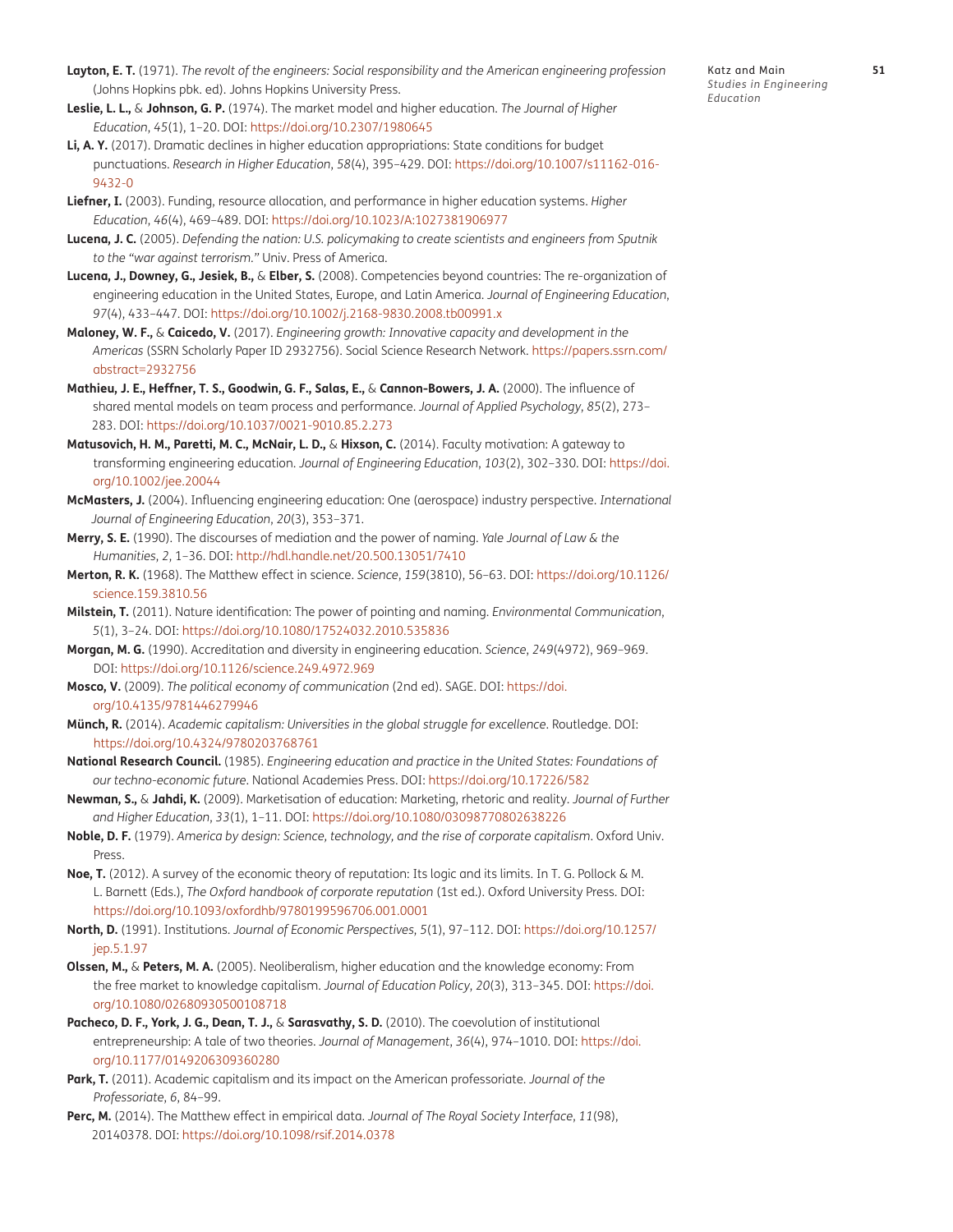**Layton, E. T.** (1971). *The revolt of the engineers: Social responsibility and the American engineering profession* (Johns Hopkins pbk. ed). Johns Hopkins University Press.

**Leslie, L. L.,** & **Johnson, G. P.** (1974). The market model and higher education. *The Journal of Higher Education*, *45*(1), 1–20. DOI: https://doi.org/10.2307/1980645

**Li, A. Y.** (2017). Dramatic declines in higher education appropriations: State conditions for budget punctuations. *Research in Higher Education*, *58*(4), 395–429. DOI: https://doi.org/10.1007/s11162-016-9432-0

**Liefner, I.** (2003). Funding, resource allocation, and performance in higher education systems. *Higher Education*, *46*(4), 469–489. DOI: https://doi.org/10.1023/A:1027381906977

**Lucena, J. C.** (2005). *Defending the nation: U.S. policymaking to create scientists and engineers from Sputnik to the "war against terrorism."* Univ. Press of America.

**Lucena, J., Downey, G., Jesiek, B.,** & **Elber, S.** (2008). Competencies beyond countries: The re-organization of engineering education in the United States, Europe, and Latin America. *Journal of Engineering Education*, *97*(4), 433–447. DOI: https://doi.org/10.1002/j.2168-9830.2008.tb00991.x

**Maloney, W. F.,** & **Caicedo, V.** (2017). *Engineering growth: Innovative capacity and development in the Americas* (SSRN Scholarly Paper ID 2932756). Social Science Research Network. https://papers.ssrn.com/abstract=2932756

**Mathieu, J. E., Heffner, T. S., Goodwin, G. F., Salas, E.,** & **Cannon-Bowers, J. A.** (2000). The influence of shared mental models on team process and performance. *Journal of Applied Psychology*, *85*(2), 273–283. DOI: https://doi.org/10.1037/0021-9010.85.2.273

**Matusovich, H. M., Paretti, M. C., McNair, L. D.,** & **Hixson, C.** (2014). Faculty motivation: A gateway to transforming engineering education. *Journal of Engineering Education*, *103*(2), 302–330. DOI: https://doi.org/10.1002/jee.20044

**McMasters, J.** (2004). Influencing engineering education: One (aerospace) industry perspective. *International Journal of Engineering Education*, *20*(3), 353–371.

**Merry, S. E.** (1990). The discourses of mediation and the power of naming. *Yale Journal of Law & the Humanities*, *2*, 1–36. DOI: http://hdl.handle.net/20.500.13051/7410

**Merton, R. K.** (1968). The Matthew effect in science. *Science*, *159*(3810), 56–63. DOI: https://doi.org/10.1126/science.159.3810.56

**Milstein, T.** (2011). Nature identification: The power of pointing and naming. *Environmental Communication*, *5*(1), 3–24. DOI: https://doi.org/10.1080/17524032.2010.535836

**Morgan, M. G.** (1990). Accreditation and diversity in engineering education. *Science*, *249*(4972), 969–969. DOI: https://doi.org/10.1126/science.249.4972.969

**Mosco, V.** (2009). *The political economy of communication* (2nd ed). SAGE. DOI: https://doi.org/10.4135/9781446279946

**Münch, R.** (2014). *Academic capitalism: Universities in the global struggle for excellence*. Routledge. DOI: https://doi.org/10.4324/9780203768761

**National Research Council.** (1985). *Engineering education and practice in the United States: Foundations of our techno-economic future*. National Academies Press. DOI: https://doi.org/10.17226/582

**Newman, S.,** & **Jahdi, K.** (2009). Marketisation of education: Marketing, rhetoric and reality. *Journal of Further and Higher Education*, *33*(1), 1–11. DOI: https://doi.org/10.1080/03098770802638226

**Noble, D. F.** (1979). *America by design: Science, technology, and the rise of corporate capitalism*. Oxford Univ. Press.

**Noe, T.** (2012). A survey of the economic theory of reputation: Its logic and its limits. In T. G. Pollock & M. L. Barnett (Eds.), *The Oxford handbook of corporate reputation* (1st ed.). Oxford University Press. DOI: https://doi.org/10.1093/oxfordhb/9780199596706.001.0001

**North, D.** (1991). Institutions. *Journal of Economic Perspectives*, *5*(1), 97–112. DOI: https://doi.org/10.1257/jep.5.1.97

**Olssen, M.,** & **Peters, M. A.** (2005). Neoliberalism, higher education and the knowledge economy: From the free market to knowledge capitalism. *Journal of Education Policy*, *20*(3), 313–345. DOI: https://doi.org/10.1080/02680930500108718

**Pacheco, D. F., York, J. G., Dean, T. J.,** & **Sarasvathy, S. D.** (2010). The coevolution of institutional entrepreneurship: A tale of two theories. *Journal of Management*, *36*(4), 974–1010. DOI: https://doi.org/10.1177/0149206309360280

**Park, T.** (2011). Academic capitalism and its impact on the American professoriate. *Journal of the Professoriate*, *6*, 84–99.

**Perc, M.** (2014). The Matthew effect in empirical data. *Journal of The Royal Society Interface*, *11*(98), 20140378. DOI: https://doi.org/10.1098/rsif.2014.0378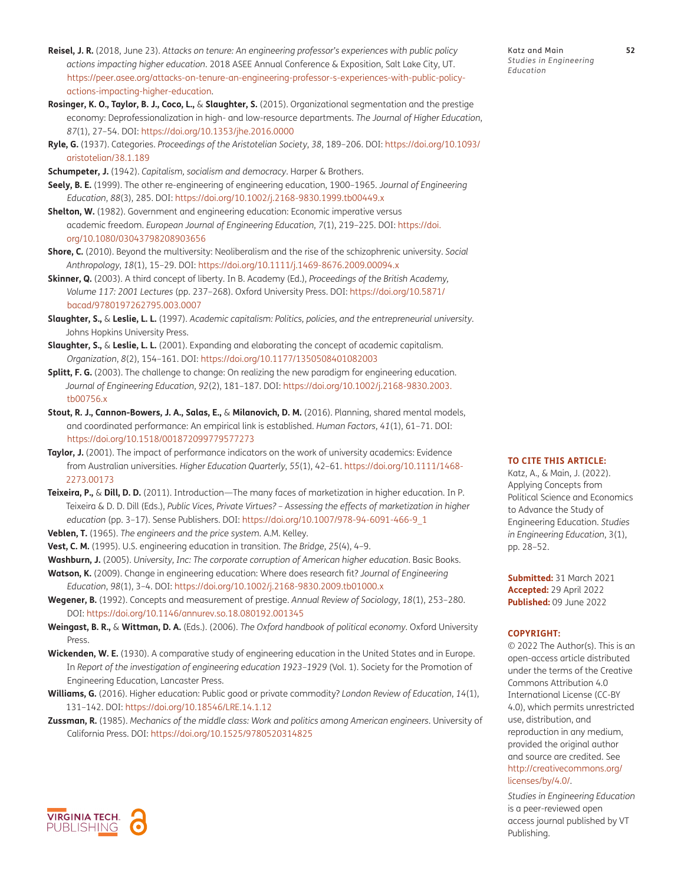**Reisel, J. R.** (2018, June 23). *Attacks on tenure: An engineering professor's experiences with public policy actions impacting higher education*. 2018 ASEE Annual Conference & Exposition, Salt Lake City, UT. https://peer.asee.org/attacks-on-tenure-an-engineering-professor-s-experiences-with-public-policy-actions-impacting-higher-education.

**Rosinger, K. O., Taylor, B. J., Coco, L.,** & **Slaughter, S.** (2015). Organizational segmentation and the prestige economy: Deprofessionalization in high- and low-resource departments. *The Journal of Higher Education*, *87*(1), 27–54. DOI: https://doi.org/10.1353/jhe.2016.0000

**Ryle, G.** (1937). Categories. *Proceedings of the Aristotelian Society*, *38*, 189–206. DOI: https://doi.org/10.1093/aristotelian/38.1.189

**Schumpeter, J.** (1942). *Capitalism, socialism and democracy*. Harper & Brothers.

**Seely, B. E.** (1999). The other re-engineering of engineering education, 1900–1965. *Journal of Engineering Education*, *88*(3), 285. DOI: https://doi.org/10.1002/j.2168-9830.1999.tb00449.x

**Shelton, W.** (1982). Government and engineering education: Economic imperative versus academic freedom. *European Journal of Engineering Education*, *7*(1), 219–225. DOI: https://doi.org/10.1080/03043798208903656

**Shore, C.** (2010). Beyond the multiversity: Neoliberalism and the rise of the schizophrenic university. *Social Anthropology*, *18*(1), 15–29. DOI: https://doi.org/10.1111/j.1469-8676.2009.00094.x

**Skinner, Q.** (2003). A third concept of liberty. In B. Academy (Ed.), *Proceedings of the British Academy, Volume 117: 2001 Lectures* (pp. 237–268). Oxford University Press. DOI: https://doi.org/10.5871/bacad/9780197262795.003.0007

**Slaughter, S.,** & **Leslie, L. L.** (1997). *Academic capitalism: Politics, policies, and the entrepreneurial university*. Johns Hopkins University Press.

**Slaughter, S.,** & **Leslie, L. L.** (2001). Expanding and elaborating the concept of academic capitalism. *Organization*, *8*(2), 154–161. DOI: https://doi.org/10.1177/1350508401082003

**Splitt, F. G.** (2003). The challenge to change: On realizing the new paradigm for engineering education. *Journal of Engineering Education*, *92*(2), 181–187. DOI: https://doi.org/10.1002/j.2168-9830.2003.tb00756.x

**Stout, R. J., Cannon-Bowers, J. A., Salas, E.,** & **Milanovich, D. M.** (2016). Planning, shared mental models, and coordinated performance: An empirical link is established. *Human Factors*, *41*(1), 61–71. DOI: https://doi.org/10.1518/001872099779577273

**Taylor, J.** (2001). The impact of performance indicators on the work of university academics: Evidence from Australian universities. *Higher Education Quarterly*, *55*(1), 42–61. https://doi.org/10.1111/1468-2273.00173

**Teixeira, P.,** & **Dill, D. D.** (2011). Introduction—The many faces of marketization in higher education. In P. Teixeira & D. D. Dill (Eds.), *Public Vices, Private Virtues? – Assessing the effects of marketization in higher education* (pp. 3–17). Sense Publishers. DOI: https://doi.org/10.1007/978-94-6091-466-9_1

**Veblen, T.** (1965). *The engineers and the price system*. A.M. Kelley.

**Vest, C. M.** (1995). U.S. engineering education in transition. *The Bridge*, *25*(4), 4–9.

**Washburn, J.** (2005). *University, Inc: The corporate corruption of American higher education*. Basic Books.

**Watson, K.** (2009). Change in engineering education: Where does research fit? *Journal of Engineering Education*, *98*(1), 3–4. DOI: https://doi.org/10.1002/j.2168-9830.2009.tb01000.x

**Wegener, B.** (1992). Concepts and measurement of prestige. *Annual Review of Sociology*, *18*(1), 253–280. DOI: https://doi.org/10.1146/annurev.so.18.080192.001345

**Weingast, B. R.,** & **Wittman, D. A.** (Eds.). (2006). *The Oxford handbook of political economy*. Oxford University Press.

**Wickenden, W. E.** (1930). A comparative study of engineering education in the United States and in Europe. In *Report of the investigation of engineering education 1923–1929* (Vol. 1). Society for the Promotion of Engineering Education, Lancaster Press.

**Williams, G.** (2016). Higher education: Public good or private commodity? *London Review of Education*, *14*(1), 131–142. DOI: https://doi.org/10.18546/LRE.14.1.12

**Zussman, R.** (1985). *Mechanics of the middle class: Work and politics among American engineers*. University of California Press. DOI: https://doi.org/10.1525/9780520314825

**TO CITE THIS ARTICLE:**

Katz, A., & Main, J. (2022). Applying Concepts from Political Science and Economics to Advance the Study of Engineering Education. *Studies in Engineering Education*, 3(1), pp. 28–52.

**Submitted:** 31 March 2021
**Accepted:** 29 April 2022
**Published:** 09 June 2022

**COPYRIGHT:**

© 2022 The Author(s). This is an open-access article distributed under the terms of the Creative Commons Attribution 4.0 International License (CC-BY 4.0), which permits unrestricted use, distribution, and reproduction in any medium, provided the original author and source are credited. See http://creativecommons.org/licenses/by/4.0/.

*Studies in Engineering Education* is a peer-reviewed open access journal published by VT Publishing.